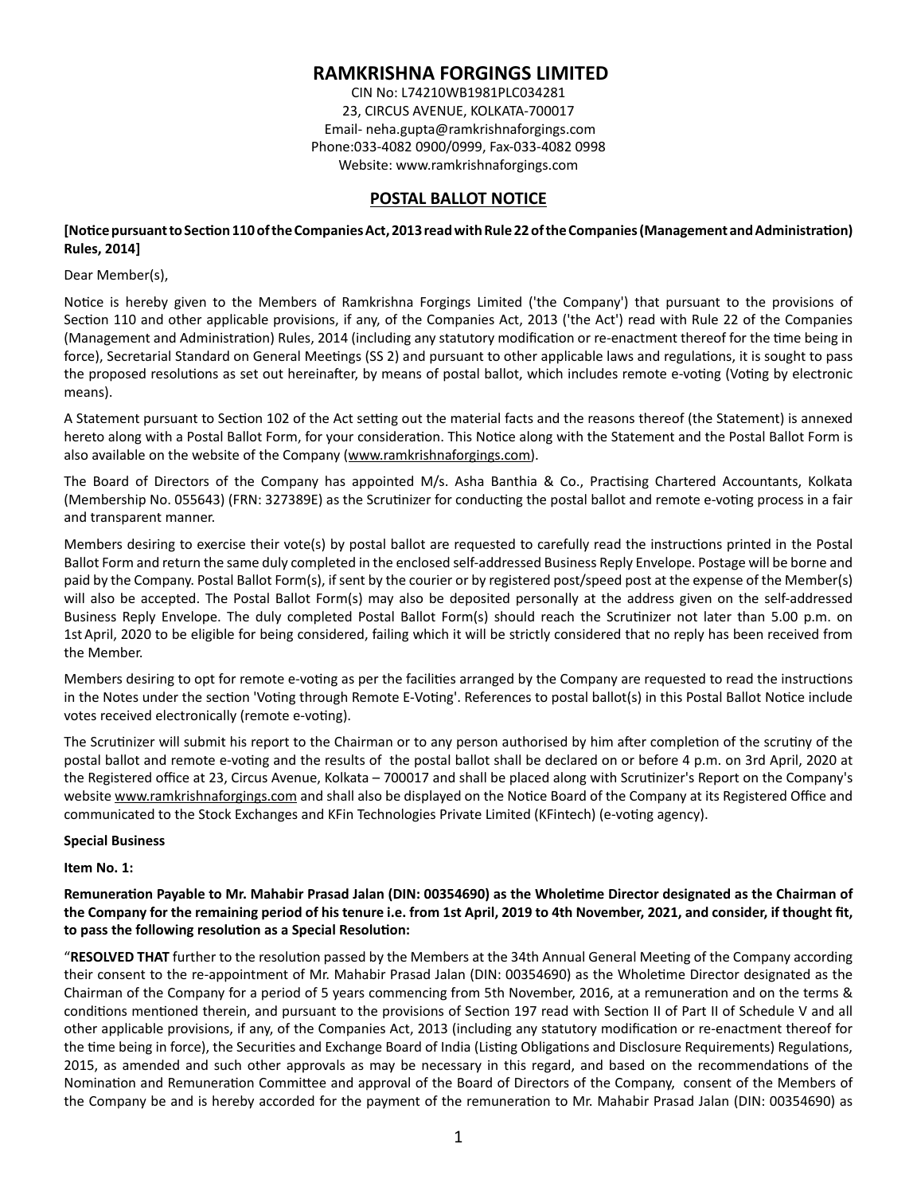# RAMKRISHNA FORGINGS LIMITED

CIN No: L74210WB1981PLC034281
23, CIRCUS AVENUE, KOLKATA-700017
Email- neha.gupta@ramkrishnaforgings.com
Phone:033-4082 0900/0999, Fax-033-4082 0998
Website: www.ramkrishnaforgings.com

## POSTAL BALLOT NOTICE

**[Notice pursuant to Section 110 of the Companies Act, 2013 read with Rule 22 of the Companies (Management and Administration) Rules, 2014]**

Dear Member(s),

Notice is hereby given to the Members of Ramkrishna Forgings Limited ('the Company') that pursuant to the provisions of Section 110 and other applicable provisions, if any, of the Companies Act, 2013 ('the Act') read with Rule 22 of the Companies (Management and Administration) Rules, 2014 (including any statutory modification or re-enactment thereof for the time being in force), Secretarial Standard on General Meetings (SS 2) and pursuant to other applicable laws and regulations, it is sought to pass the proposed resolutions as set out hereinafter, by means of postal ballot, which includes remote e-voting (Voting by electronic means).

A Statement pursuant to Section 102 of the Act setting out the material facts and the reasons thereof (the Statement) is annexed hereto along with a Postal Ballot Form, for your consideration. This Notice along with the Statement and the Postal Ballot Form is also available on the website of the Company (www.ramkrishnaforgings.com).

The Board of Directors of the Company has appointed M/s. Asha Banthia & Co., Practising Chartered Accountants, Kolkata (Membership No. 055643) (FRN: 327389E) as the Scrutinizer for conducting the postal ballot and remote e-voting process in a fair and transparent manner.

Members desiring to exercise their vote(s) by postal ballot are requested to carefully read the instructions printed in the Postal Ballot Form and return the same duly completed in the enclosed self-addressed Business Reply Envelope. Postage will be borne and paid by the Company. Postal Ballot Form(s), if sent by the courier or by registered post/speed post at the expense of the Member(s) will also be accepted. The Postal Ballot Form(s) may also be deposited personally at the address given on the self-addressed Business Reply Envelope. The duly completed Postal Ballot Form(s) should reach the Scrutinizer not later than 5.00 p.m. on 1st April, 2020 to be eligible for being considered, failing which it will be strictly considered that no reply has been received from the Member.

Members desiring to opt for remote e-voting as per the facilities arranged by the Company are requested to read the instructions in the Notes under the section 'Voting through Remote E-Voting'. References to postal ballot(s) in this Postal Ballot Notice include votes received electronically (remote e-voting).

The Scrutinizer will submit his report to the Chairman or to any person authorised by him after completion of the scrutiny of the postal ballot and remote e-voting and the results of the postal ballot shall be declared on or before 4 p.m. on 3rd April, 2020 at the Registered office at 23, Circus Avenue, Kolkata – 700017 and shall be placed along with Scrutinizer's Report on the Company's website www.ramkrishnaforgings.com and shall also be displayed on the Notice Board of the Company at its Registered Office and communicated to the Stock Exchanges and KFin Technologies Private Limited (KFintech) (e-voting agency).

**Special Business**

**Item No. 1:**

**Remuneration Payable to Mr. Mahabir Prasad Jalan (DIN: 00354690) as the Wholetime Director designated as the Chairman of the Company for the remaining period of his tenure i.e. from 1st April, 2019 to 4th November, 2021, and consider, if thought fit, to pass the following resolution as a Special Resolution:**

"**RESOLVED THAT** further to the resolution passed by the Members at the 34th Annual General Meeting of the Company according their consent to the re-appointment of Mr. Mahabir Prasad Jalan (DIN: 00354690) as the Wholetime Director designated as the Chairman of the Company for a period of 5 years commencing from 5th November, 2016, at a remuneration and on the terms & conditions mentioned therein, and pursuant to the provisions of Section 197 read with Section II of Part II of Schedule V and all other applicable provisions, if any, of the Companies Act, 2013 (including any statutory modification or re-enactment thereof for the time being in force), the Securities and Exchange Board of India (Listing Obligations and Disclosure Requirements) Regulations, 2015, as amended and such other approvals as may be necessary in this regard, and based on the recommendations of the Nomination and Remuneration Committee and approval of the Board of Directors of the Company, consent of the Members of the Company be and is hereby accorded for the payment of the remuneration to Mr. Mahabir Prasad Jalan (DIN: 00354690) as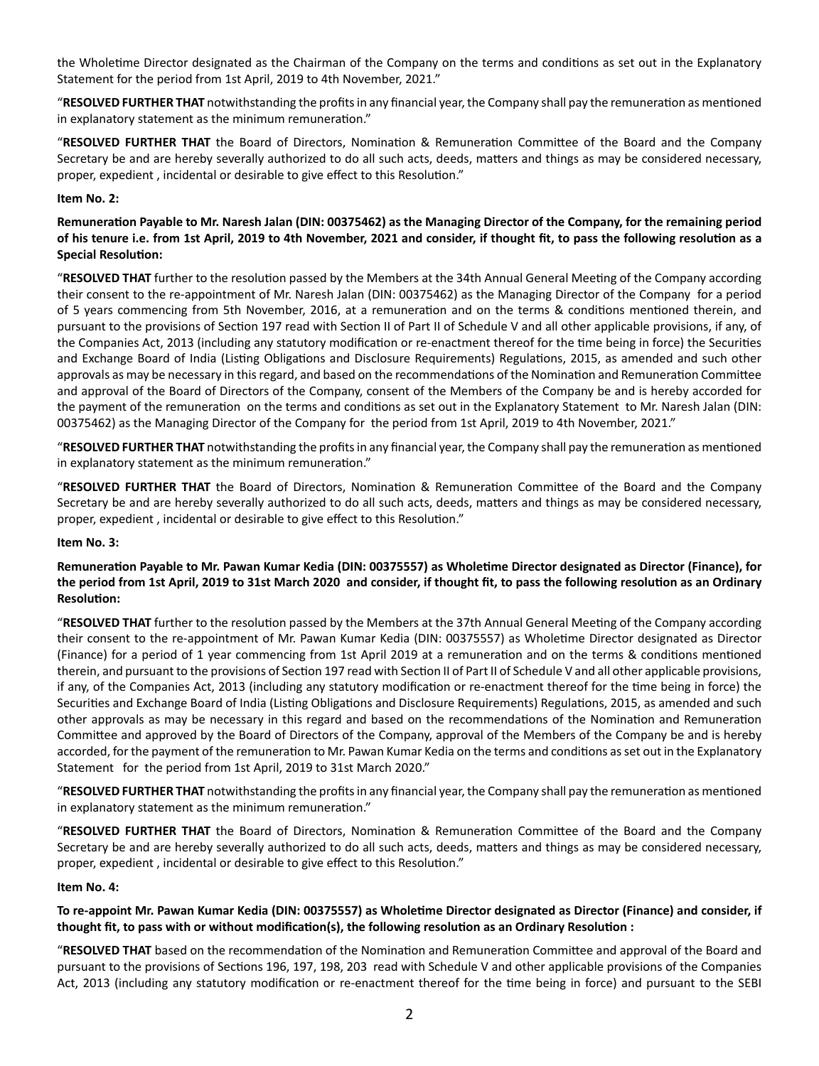the Wholetime Director designated as the Chairman of the Company on the terms and conditions as set out in the Explanatory Statement for the period from 1st April, 2019 to 4th November, 2021."

"**RESOLVED FURTHER THAT** notwithstanding the profits in any financial year, the Company shall pay the remuneration as mentioned in explanatory statement as the minimum remuneration."

"**RESOLVED FURTHER THAT** the Board of Directors, Nomination & Remuneration Committee of the Board and the Company Secretary be and are hereby severally authorized to do all such acts, deeds, matters and things as may be considered necessary, proper, expedient , incidental or desirable to give effect to this Resolution."

**Item No. 2:**

**Remuneration Payable to Mr. Naresh Jalan (DIN: 00375462) as the Managing Director of the Company, for the remaining period of his tenure i.e. from 1st April, 2019 to 4th November, 2021 and consider, if thought fit, to pass the following resolution as a Special Resolution:**

"**RESOLVED THAT** further to the resolution passed by the Members at the 34th Annual General Meeting of the Company according their consent to the re-appointment of Mr. Naresh Jalan (DIN: 00375462) as the Managing Director of the Company for a period of 5 years commencing from 5th November, 2016, at a remuneration and on the terms & conditions mentioned therein, and pursuant to the provisions of Section 197 read with Section II of Part II of Schedule V and all other applicable provisions, if any, of the Companies Act, 2013 (including any statutory modification or re-enactment thereof for the time being in force) the Securities and Exchange Board of India (Listing Obligations and Disclosure Requirements) Regulations, 2015, as amended and such other approvals as may be necessary in this regard, and based on the recommendations of the Nomination and Remuneration Committee and approval of the Board of Directors of the Company, consent of the Members of the Company be and is hereby accorded for the payment of the remuneration on the terms and conditions as set out in the Explanatory Statement to Mr. Naresh Jalan (DIN: 00375462) as the Managing Director of the Company for the period from 1st April, 2019 to 4th November, 2021."

"**RESOLVED FURTHER THAT** notwithstanding the profits in any financial year, the Company shall pay the remuneration as mentioned in explanatory statement as the minimum remuneration."

"**RESOLVED FURTHER THAT** the Board of Directors, Nomination & Remuneration Committee of the Board and the Company Secretary be and are hereby severally authorized to do all such acts, deeds, matters and things as may be considered necessary, proper, expedient , incidental or desirable to give effect to this Resolution."

**Item No. 3:**

**Remuneration Payable to Mr. Pawan Kumar Kedia (DIN: 00375557) as Wholetime Director designated as Director (Finance), for the period from 1st April, 2019 to 31st March 2020 and consider, if thought fit, to pass the following resolution as an Ordinary Resolution:**

"**RESOLVED THAT** further to the resolution passed by the Members at the 37th Annual General Meeting of the Company according their consent to the re-appointment of Mr. Pawan Kumar Kedia (DIN: 00375557) as Wholetime Director designated as Director (Finance) for a period of 1 year commencing from 1st April 2019 at a remuneration and on the terms & conditions mentioned therein, and pursuant to the provisions of Section 197 read with Section II of Part II of Schedule V and all other applicable provisions, if any, of the Companies Act, 2013 (including any statutory modification or re-enactment thereof for the time being in force) the Securities and Exchange Board of India (Listing Obligations and Disclosure Requirements) Regulations, 2015, as amended and such other approvals as may be necessary in this regard and based on the recommendations of the Nomination and Remuneration Committee and approved by the Board of Directors of the Company, approval of the Members of the Company be and is hereby accorded, for the payment of the remuneration to Mr. Pawan Kumar Kedia on the terms and conditions as set out in the Explanatory Statement for the period from 1st April, 2019 to 31st March 2020."

"**RESOLVED FURTHER THAT** notwithstanding the profits in any financial year, the Company shall pay the remuneration as mentioned in explanatory statement as the minimum remuneration."

"**RESOLVED FURTHER THAT** the Board of Directors, Nomination & Remuneration Committee of the Board and the Company Secretary be and are hereby severally authorized to do all such acts, deeds, matters and things as may be considered necessary, proper, expedient , incidental or desirable to give effect to this Resolution."

**Item No. 4:**

**To re-appoint Mr. Pawan Kumar Kedia (DIN: 00375557) as Wholetime Director designated as Director (Finance) and consider, if thought fit, to pass with or without modification(s), the following resolution as an Ordinary Resolution :**

"**RESOLVED THAT** based on the recommendation of the Nomination and Remuneration Committee and approval of the Board and pursuant to the provisions of Sections 196, 197, 198, 203 read with Schedule V and other applicable provisions of the Companies Act, 2013 (including any statutory modification or re-enactment thereof for the time being in force) and pursuant to the SEBI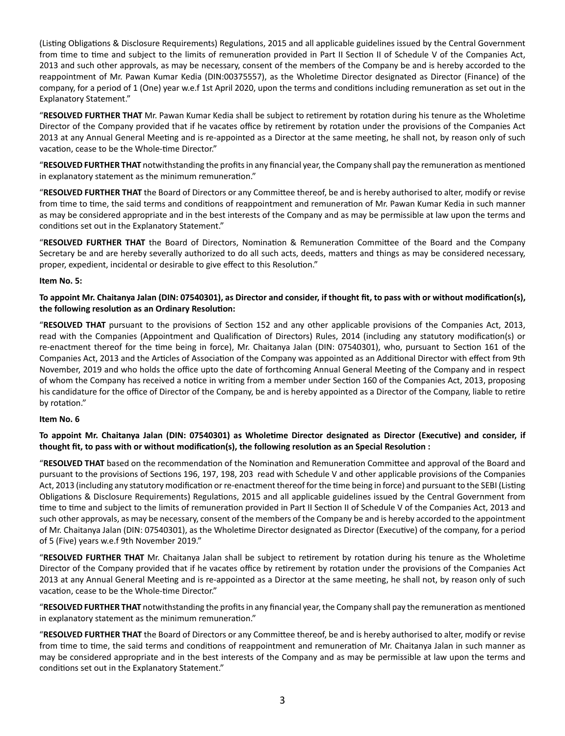(Listing Obligations & Disclosure Requirements) Regulations, 2015 and all applicable guidelines issued by the Central Government from time to time and subject to the limits of remuneration provided in Part II Section II of Schedule V of the Companies Act, 2013 and such other approvals, as may be necessary, consent of the members of the Company be and is hereby accorded to the reappointment of Mr. Pawan Kumar Kedia (DIN:00375557), as the Wholetime Director designated as Director (Finance) of the company, for a period of 1 (One) year w.e.f 1st April 2020, upon the terms and conditions including remuneration as set out in the Explanatory Statement."

"**RESOLVED FURTHER THAT** Mr. Pawan Kumar Kedia shall be subject to retirement by rotation during his tenure as the Wholetime Director of the Company provided that if he vacates office by retirement by rotation under the provisions of the Companies Act 2013 at any Annual General Meeting and is re-appointed as a Director at the same meeting, he shall not, by reason only of such vacation, cease to be the Whole-time Director."

"**RESOLVED FURTHER THAT** notwithstanding the profits in any financial year, the Company shall pay the remuneration as mentioned in explanatory statement as the minimum remuneration."

"**RESOLVED FURTHER THAT** the Board of Directors or any Committee thereof, be and is hereby authorised to alter, modify or revise from time to time, the said terms and conditions of reappointment and remuneration of Mr. Pawan Kumar Kedia in such manner as may be considered appropriate and in the best interests of the Company and as may be permissible at law upon the terms and conditions set out in the Explanatory Statement."

"**RESOLVED FURTHER THAT** the Board of Directors, Nomination & Remuneration Committee of the Board and the Company Secretary be and are hereby severally authorized to do all such acts, deeds, matters and things as may be considered necessary, proper, expedient, incidental or desirable to give effect to this Resolution."

**Item No. 5:**

**To appoint Mr. Chaitanya Jalan (DIN: 07540301), as Director and consider, if thought fit, to pass with or without modification(s), the following resolution as an Ordinary Resolution:**

"**RESOLVED THAT** pursuant to the provisions of Section 152 and any other applicable provisions of the Companies Act, 2013, read with the Companies (Appointment and Qualification of Directors) Rules, 2014 (including any statutory modification(s) or re-enactment thereof for the time being in force), Mr. Chaitanya Jalan (DIN: 07540301), who, pursuant to Section 161 of the Companies Act, 2013 and the Articles of Association of the Company was appointed as an Additional Director with effect from 9th November, 2019 and who holds the office upto the date of forthcoming Annual General Meeting of the Company and in respect of whom the Company has received a notice in writing from a member under Section 160 of the Companies Act, 2013, proposing his candidature for the office of Director of the Company, be and is hereby appointed as a Director of the Company, liable to retire by rotation."

**Item No. 6**

**To appoint Mr. Chaitanya Jalan (DIN: 07540301) as Wholetime Director designated as Director (Executive) and consider, if thought fit, to pass with or without modification(s), the following resolution as an Special Resolution :**

"**RESOLVED THAT** based on the recommendation of the Nomination and Remuneration Committee and approval of the Board and pursuant to the provisions of Sections 196, 197, 198, 203 read with Schedule V and other applicable provisions of the Companies Act, 2013 (including any statutory modification or re-enactment thereof for the time being in force) and pursuant to the SEBI (Listing Obligations & Disclosure Requirements) Regulations, 2015 and all applicable guidelines issued by the Central Government from time to time and subject to the limits of remuneration provided in Part II Section II of Schedule V of the Companies Act, 2013 and such other approvals, as may be necessary, consent of the members of the Company be and is hereby accorded to the appointment of Mr. Chaitanya Jalan (DIN: 07540301), as the Wholetime Director designated as Director (Executive) of the company, for a period of 5 (Five) years w.e.f 9th November 2019."

"**RESOLVED FURTHER THAT** Mr. Chaitanya Jalan shall be subject to retirement by rotation during his tenure as the Wholetime Director of the Company provided that if he vacates office by retirement by rotation under the provisions of the Companies Act 2013 at any Annual General Meeting and is re-appointed as a Director at the same meeting, he shall not, by reason only of such vacation, cease to be the Whole-time Director."

"**RESOLVED FURTHER THAT** notwithstanding the profits in any financial year, the Company shall pay the remuneration as mentioned in explanatory statement as the minimum remuneration."

"**RESOLVED FURTHER THAT** the Board of Directors or any Committee thereof, be and is hereby authorised to alter, modify or revise from time to time, the said terms and conditions of reappointment and remuneration of Mr. Chaitanya Jalan in such manner as may be considered appropriate and in the best interests of the Company and as may be permissible at law upon the terms and conditions set out in the Explanatory Statement."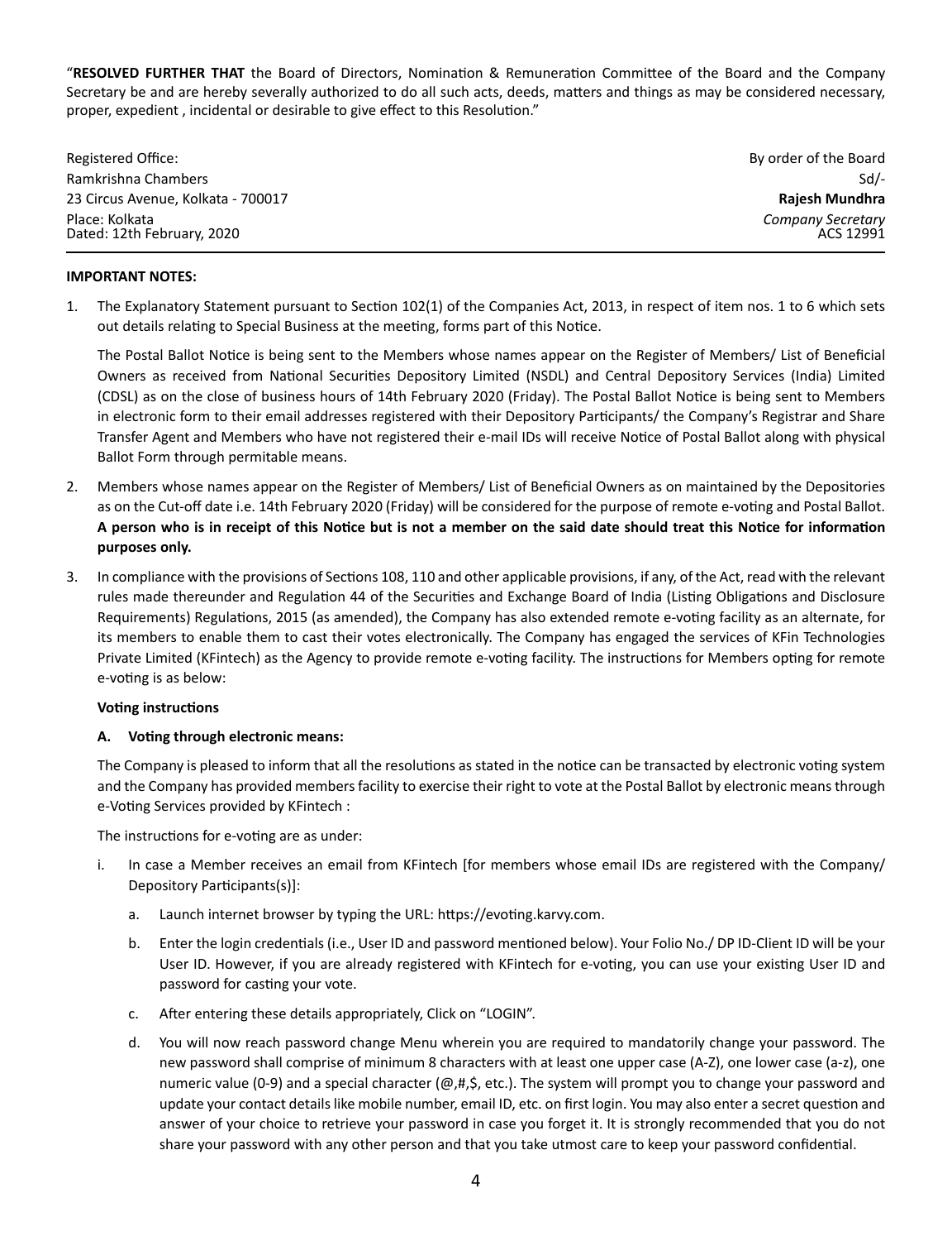"**RESOLVED FURTHER THAT** the Board of Directors, Nomination & Remuneration Committee of the Board and the Company Secretary be and are hereby severally authorized to do all such acts, deeds, matters and things as may be considered necessary, proper, expedient , incidental or desirable to give effect to this Resolution."

Registered Office:
Ramkrishna Chambers
23 Circus Avenue, Kolkata - 700017
Place: Kolkata
Dated: 12th February, 2020

By order of the Board
Sd/-
**Rajesh Mundhra**
*Company Secretary*
ACS 12991

**IMPORTANT NOTES:**

1. The Explanatory Statement pursuant to Section 102(1) of the Companies Act, 2013, in respect of item nos. 1 to 6 which sets out details relating to Special Business at the meeting, forms part of this Notice.

   The Postal Ballot Notice is being sent to the Members whose names appear on the Register of Members/ List of Beneficial Owners as received from National Securities Depository Limited (NSDL) and Central Depository Services (India) Limited (CDSL) as on the close of business hours of 14th February 2020 (Friday). The Postal Ballot Notice is being sent to Members in electronic form to their email addresses registered with their Depository Participants/ the Company's Registrar and Share Transfer Agent and Members who have not registered their e-mail IDs will receive Notice of Postal Ballot along with physical Ballot Form through permitable means.

2. Members whose names appear on the Register of Members/ List of Beneficial Owners as on maintained by the Depositories as on the Cut-off date i.e. 14th February 2020 (Friday) will be considered for the purpose of remote e-voting and Postal Ballot. **A person who is in receipt of this Notice but is not a member on the said date should treat this Notice for information purposes only.**

3. In compliance with the provisions of Sections 108, 110 and other applicable provisions, if any, of the Act, read with the relevant rules made thereunder and Regulation 44 of the Securities and Exchange Board of India (Listing Obligations and Disclosure Requirements) Regulations, 2015 (as amended), the Company has also extended remote e-voting facility as an alternate, for its members to enable them to cast their votes electronically. The Company has engaged the services of KFin Technologies Private Limited (KFintech) as the Agency to provide remote e-voting facility. The instructions for Members opting for remote e-voting is as below:

   **Voting instructions**

   **A. Voting through electronic means:**

   The Company is pleased to inform that all the resolutions as stated in the notice can be transacted by electronic voting system and the Company has provided members facility to exercise their right to vote at the Postal Ballot by electronic means through e-Voting Services provided by KFintech :

   The instructions for e-voting are as under:

   i. In case a Member receives an email from KFintech [for members whose email IDs are registered with the Company/ Depository Participants(s)]:

      a. Launch internet browser by typing the URL: https://evoting.karvy.com.

      b. Enter the login credentials (i.e., User ID and password mentioned below). Your Folio No./ DP ID-Client ID will be your User ID. However, if you are already registered with KFintech for e-voting, you can use your existing User ID and password for casting your vote.

      c. After entering these details appropriately, Click on "LOGIN".

      d. You will now reach password change Menu wherein you are required to mandatorily change your password. The new password shall comprise of minimum 8 characters with at least one upper case (A-Z), one lower case (a-z), one numeric value (0-9) and a special character (@,#,$, etc.). The system will prompt you to change your password and update your contact details like mobile number, email ID, etc. on first login. You may also enter a secret question and answer of your choice to retrieve your password in case you forget it. It is strongly recommended that you do not share your password with any other person and that you take utmost care to keep your password confidential.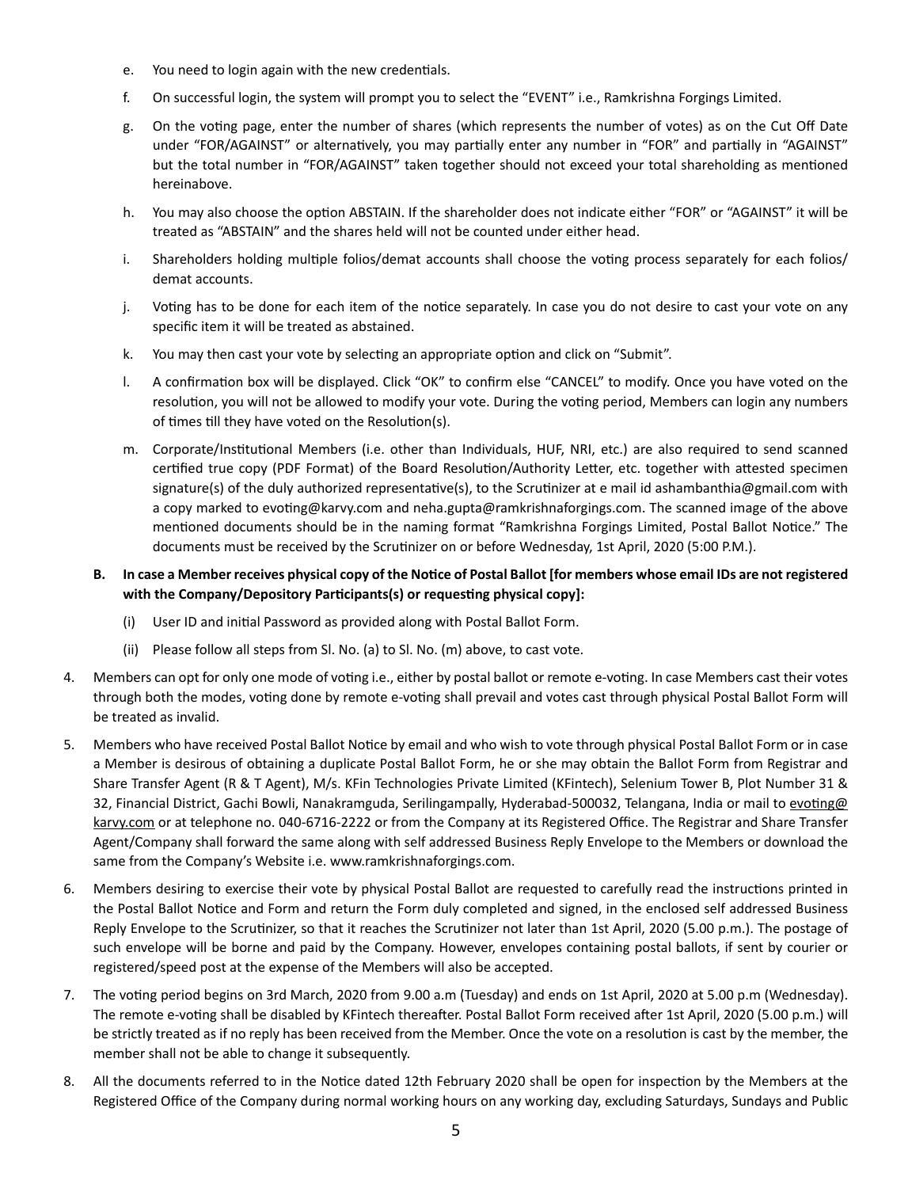e. You need to login again with the new credentials.

f. On successful login, the system will prompt you to select the "EVENT" i.e., Ramkrishna Forgings Limited.

g. On the voting page, enter the number of shares (which represents the number of votes) as on the Cut Off Date under "FOR/AGAINST" or alternatively, you may partially enter any number in "FOR" and partially in "AGAINST" but the total number in "FOR/AGAINST" taken together should not exceed your total shareholding as mentioned hereinabove.

h. You may also choose the option ABSTAIN. If the shareholder does not indicate either "FOR" or "AGAINST" it will be treated as "ABSTAIN" and the shares held will not be counted under either head.

i. Shareholders holding multiple folios/demat accounts shall choose the voting process separately for each folios/ demat accounts.

j. Voting has to be done for each item of the notice separately. In case you do not desire to cast your vote on any specific item it will be treated as abstained.

k. You may then cast your vote by selecting an appropriate option and click on "Submit".

l. A confirmation box will be displayed. Click "OK" to confirm else "CANCEL" to modify. Once you have voted on the resolution, you will not be allowed to modify your vote. During the voting period, Members can login any numbers of times till they have voted on the Resolution(s).

m. Corporate/Institutional Members (i.e. other than Individuals, HUF, NRI, etc.) are also required to send scanned certified true copy (PDF Format) of the Board Resolution/Authority Letter, etc. together with attested specimen signature(s) of the duly authorized representative(s), to the Scrutinizer at e mail id ashambanthia@gmail.com with a copy marked to evoting@karvy.com and neha.gupta@ramkrishnaforgings.com. The scanned image of the above mentioned documents should be in the naming format "Ramkrishna Forgings Limited, Postal Ballot Notice." The documents must be received by the Scrutinizer on or before Wednesday, 1st April, 2020 (5:00 P.M.).

**B. In case a Member receives physical copy of the Notice of Postal Ballot [for members whose email IDs are not registered with the Company/Depository Participants(s) or requesting physical copy]:**

(i) User ID and initial Password as provided along with Postal Ballot Form.

(ii) Please follow all steps from Sl. No. (a) to Sl. No. (m) above, to cast vote.

4. Members can opt for only one mode of voting i.e., either by postal ballot or remote e-voting. In case Members cast their votes through both the modes, voting done by remote e-voting shall prevail and votes cast through physical Postal Ballot Form will be treated as invalid.

5. Members who have received Postal Ballot Notice by email and who wish to vote through physical Postal Ballot Form or in case a Member is desirous of obtaining a duplicate Postal Ballot Form, he or she may obtain the Ballot Form from Registrar and Share Transfer Agent (R & T Agent), M/s. KFin Technologies Private Limited (KFintech), Selenium Tower B, Plot Number 31 & 32, Financial District, Gachi Bowli, Nanakramguda, Serilingampally, Hyderabad-500032, Telangana, India or mail to evoting@karvy.com or at telephone no. 040-6716-2222 or from the Company at its Registered Office. The Registrar and Share Transfer Agent/Company shall forward the same along with self addressed Business Reply Envelope to the Members or download the same from the Company's Website i.e. www.ramkrishnaforgings.com.

6. Members desiring to exercise their vote by physical Postal Ballot are requested to carefully read the instructions printed in the Postal Ballot Notice and Form and return the Form duly completed and signed, in the enclosed self addressed Business Reply Envelope to the Scrutinizer, so that it reaches the Scrutinizer not later than 1st April, 2020 (5.00 p.m.). The postage of such envelope will be borne and paid by the Company. However, envelopes containing postal ballots, if sent by courier or registered/speed post at the expense of the Members will also be accepted.

7. The voting period begins on 3rd March, 2020 from 9.00 a.m (Tuesday) and ends on 1st April, 2020 at 5.00 p.m (Wednesday). The remote e-voting shall be disabled by KFintech thereafter. Postal Ballot Form received after 1st April, 2020 (5.00 p.m.) will be strictly treated as if no reply has been received from the Member. Once the vote on a resolution is cast by the member, the member shall not be able to change it subsequently.

8. All the documents referred to in the Notice dated 12th February 2020 shall be open for inspection by the Members at the Registered Office of the Company during normal working hours on any working day, excluding Saturdays, Sundays and Public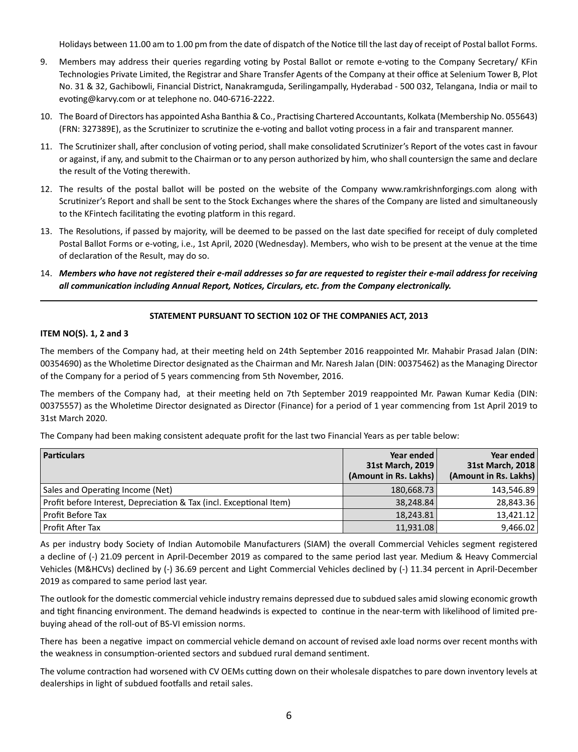Holidays between 11.00 am to 1.00 pm from the date of dispatch of the Notice till the last day of receipt of Postal ballot Forms.

9. Members may address their queries regarding voting by Postal Ballot or remote e-voting to the Company Secretary/ KFin Technologies Private Limited, the Registrar and Share Transfer Agents of the Company at their office at Selenium Tower B, Plot No. 31 & 32, Gachibowli, Financial District, Nanakramguda, Serilingampally, Hyderabad - 500 032, Telangana, India or mail to evoting@karvy.com or at telephone no. 040-6716-2222.

10. The Board of Directors has appointed Asha Banthia & Co., Practising Chartered Accountants, Kolkata (Membership No. 055643) (FRN: 327389E), as the Scrutinizer to scrutinize the e-voting and ballot voting process in a fair and transparent manner.

11. The Scrutinizer shall, after conclusion of voting period, shall make consolidated Scrutinizer's Report of the votes cast in favour or against, if any, and submit to the Chairman or to any person authorized by him, who shall countersign the same and declare the result of the Voting therewith.

12. The results of the postal ballot will be posted on the website of the Company www.ramkrishnforgings.com along with Scrutinizer's Report and shall be sent to the Stock Exchanges where the shares of the Company are listed and simultaneously to the KFintech facilitating the evoting platform in this regard.

13. The Resolutions, if passed by majority, will be deemed to be passed on the last date specified for receipt of duly completed Postal Ballot Forms or e-voting, i.e., 1st April, 2020 (Wednesday). Members, who wish to be present at the venue at the time of declaration of the Result, may do so.

14. ***Members who have not registered their e-mail addresses so far are requested to register their e-mail address for receiving all communication including Annual Report, Notices, Circulars, etc. from the Company electronically.***

---

**STATEMENT PURSUANT TO SECTION 102 OF THE COMPANIES ACT, 2013**

**ITEM NO(S). 1, 2 and 3**

The members of the Company had, at their meeting held on 24th September 2016 reappointed Mr. Mahabir Prasad Jalan (DIN: 00354690) as the Wholetime Director designated as the Chairman and Mr. Naresh Jalan (DIN: 00375462) as the Managing Director of the Company for a period of 5 years commencing from 5th November, 2016.

The members of the Company had, at their meeting held on 7th September 2019 reappointed Mr. Pawan Kumar Kedia (DIN: 00375557) as the Wholetime Director designated as Director (Finance) for a period of 1 year commencing from 1st April 2019 to 31st March 2020.

The Company had been making consistent adequate profit for the last two Financial Years as per table below:

| Particulars | Year ended 31st March, 2019 (Amount in Rs. Lakhs) | Year ended 31st March, 2018 (Amount in Rs. Lakhs) |
|---|---|---|
| Sales and Operating Income (Net) | 180,668.73 | 143,546.89 |
| Profit before Interest, Depreciation & Tax (incl. Exceptional Item) | 38,248.84 | 28,843.36 |
| Profit Before Tax | 18,243.81 | 13,421.12 |
| Profit After Tax | 11,931.08 | 9,466.02 |

As per industry body Society of Indian Automobile Manufacturers (SIAM) the overall Commercial Vehicles segment registered a decline of (-) 21.09 percent in April-December 2019 as compared to the same period last year. Medium & Heavy Commercial Vehicles (M&HCVs) declined by (-) 36.69 percent and Light Commercial Vehicles declined by (-) 11.34 percent in April-December 2019 as compared to same period last year.

The outlook for the domestic commercial vehicle industry remains depressed due to subdued sales amid slowing economic growth and tight financing environment. The demand headwinds is expected to continue in the near-term with likelihood of limited pre-buying ahead of the roll-out of BS-VI emission norms.

There has been a negative impact on commercial vehicle demand on account of revised axle load norms over recent months with the weakness in consumption-oriented sectors and subdued rural demand sentiment.

The volume contraction had worsened with CV OEMs cutting down on their wholesale dispatches to pare down inventory levels at dealerships in light of subdued footfalls and retail sales.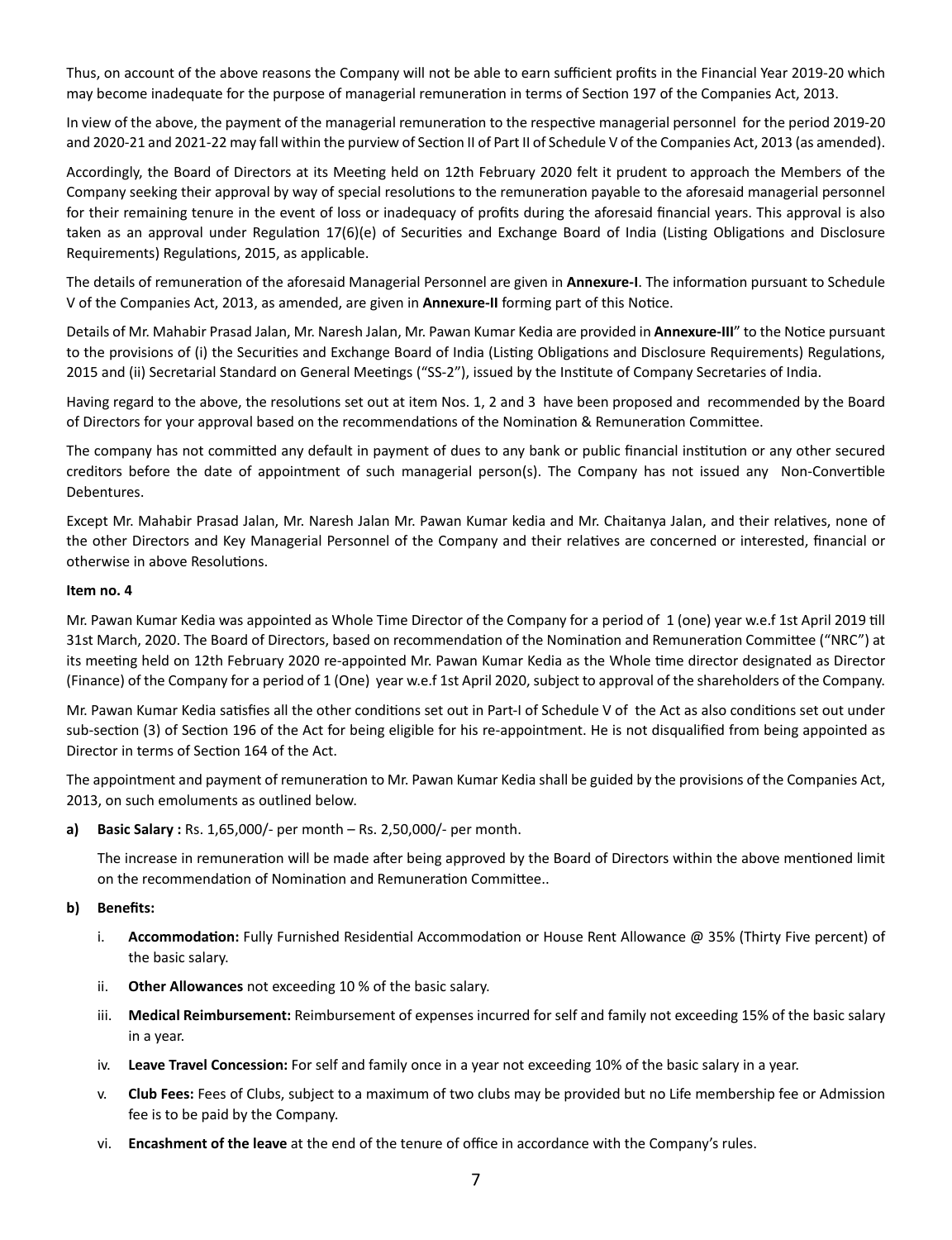Thus, on account of the above reasons the Company will not be able to earn sufficient profits in the Financial Year 2019-20 which may become inadequate for the purpose of managerial remuneration in terms of Section 197 of the Companies Act, 2013.

In view of the above, the payment of the managerial remuneration to the respective managerial personnel for the period 2019-20 and 2020-21 and 2021-22 may fall within the purview of Section II of Part II of Schedule V of the Companies Act, 2013 (as amended).

Accordingly, the Board of Directors at its Meeting held on 12th February 2020 felt it prudent to approach the Members of the Company seeking their approval by way of special resolutions to the remuneration payable to the aforesaid managerial personnel for their remaining tenure in the event of loss or inadequacy of profits during the aforesaid financial years. This approval is also taken as an approval under Regulation 17(6)(e) of Securities and Exchange Board of India (Listing Obligations and Disclosure Requirements) Regulations, 2015, as applicable.

The details of remuneration of the aforesaid Managerial Personnel are given in **Annexure-I**. The information pursuant to Schedule V of the Companies Act, 2013, as amended, are given in **Annexure-II** forming part of this Notice.

Details of Mr. Mahabir Prasad Jalan, Mr. Naresh Jalan, Mr. Pawan Kumar Kedia are provided in **Annexure-III**" to the Notice pursuant to the provisions of (i) the Securities and Exchange Board of India (Listing Obligations and Disclosure Requirements) Regulations, 2015 and (ii) Secretarial Standard on General Meetings ("SS-2"), issued by the Institute of Company Secretaries of India.

Having regard to the above, the resolutions set out at item Nos. 1, 2 and 3 have been proposed and recommended by the Board of Directors for your approval based on the recommendations of the Nomination & Remuneration Committee.

The company has not committed any default in payment of dues to any bank or public financial institution or any other secured creditors before the date of appointment of such managerial person(s). The Company has not issued any Non-Convertible Debentures.

Except Mr. Mahabir Prasad Jalan, Mr. Naresh Jalan Mr. Pawan Kumar kedia and Mr. Chaitanya Jalan, and their relatives, none of the other Directors and Key Managerial Personnel of the Company and their relatives are concerned or interested, financial or otherwise in above Resolutions.

**Item no. 4**

Mr. Pawan Kumar Kedia was appointed as Whole Time Director of the Company for a period of 1 (one) year w.e.f 1st April 2019 till 31st March, 2020. The Board of Directors, based on recommendation of the Nomination and Remuneration Committee ("NRC") at its meeting held on 12th February 2020 re-appointed Mr. Pawan Kumar Kedia as the Whole time director designated as Director (Finance) of the Company for a period of 1 (One) year w.e.f 1st April 2020, subject to approval of the shareholders of the Company.

Mr. Pawan Kumar Kedia satisfies all the other conditions set out in Part-I of Schedule V of the Act as also conditions set out under sub-section (3) of Section 196 of the Act for being eligible for his re-appointment. He is not disqualified from being appointed as Director in terms of Section 164 of the Act.

The appointment and payment of remuneration to Mr. Pawan Kumar Kedia shall be guided by the provisions of the Companies Act, 2013, on such emoluments as outlined below.

**a) Basic Salary :** Rs. 1,65,000/- per month – Rs. 2,50,000/- per month.

The increase in remuneration will be made after being approved by the Board of Directors within the above mentioned limit on the recommendation of Nomination and Remuneration Committee..

**b) Benefits:**

i. **Accommodation:** Fully Furnished Residential Accommodation or House Rent Allowance @ 35% (Thirty Five percent) of the basic salary.

ii. **Other Allowances** not exceeding 10 % of the basic salary.

iii. **Medical Reimbursement:** Reimbursement of expenses incurred for self and family not exceeding 15% of the basic salary in a year.

iv. **Leave Travel Concession:** For self and family once in a year not exceeding 10% of the basic salary in a year.

v. **Club Fees:** Fees of Clubs, subject to a maximum of two clubs may be provided but no Life membership fee or Admission fee is to be paid by the Company.

vi. **Encashment of the leave** at the end of the tenure of office in accordance with the Company's rules.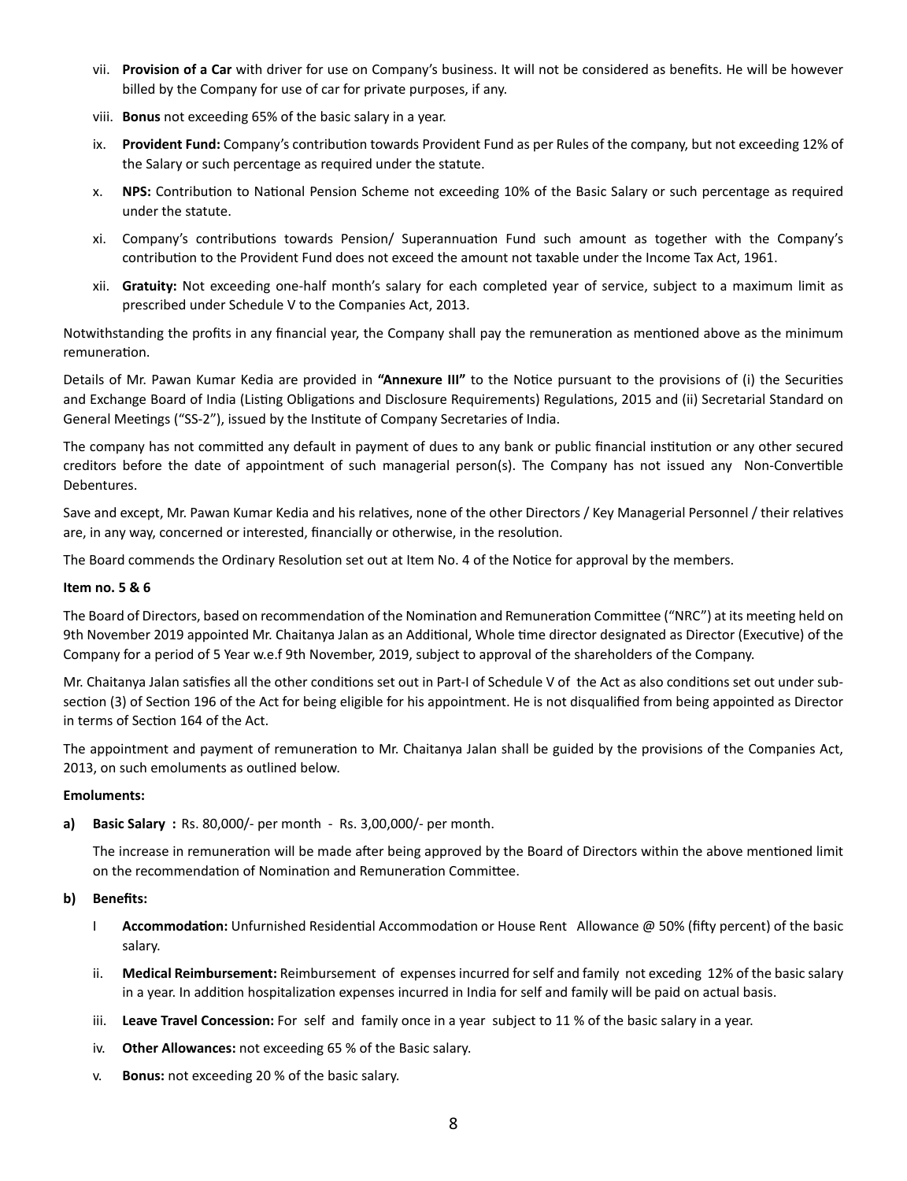vii. **Provision of a Car** with driver for use on Company's business. It will not be considered as benefits. He will be however billed by the Company for use of car for private purposes, if any.

viii. **Bonus** not exceeding 65% of the basic salary in a year.

ix. **Provident Fund:** Company's contribution towards Provident Fund as per Rules of the company, but not exceeding 12% of the Salary or such percentage as required under the statute.

x. **NPS:** Contribution to National Pension Scheme not exceeding 10% of the Basic Salary or such percentage as required under the statute.

xi. Company's contributions towards Pension/ Superannuation Fund such amount as together with the Company's contribution to the Provident Fund does not exceed the amount not taxable under the Income Tax Act, 1961.

xii. **Gratuity:** Not exceeding one-half month's salary for each completed year of service, subject to a maximum limit as prescribed under Schedule V to the Companies Act, 2013.

Notwithstanding the profits in any financial year, the Company shall pay the remuneration as mentioned above as the minimum remuneration.

Details of Mr. Pawan Kumar Kedia are provided in **"Annexure III"** to the Notice pursuant to the provisions of (i) the Securities and Exchange Board of India (Listing Obligations and Disclosure Requirements) Regulations, 2015 and (ii) Secretarial Standard on General Meetings ("SS-2"), issued by the Institute of Company Secretaries of India.

The company has not committed any default in payment of dues to any bank or public financial institution or any other secured creditors before the date of appointment of such managerial person(s). The Company has not issued any Non-Convertible Debentures.

Save and except, Mr. Pawan Kumar Kedia and his relatives, none of the other Directors / Key Managerial Personnel / their relatives are, in any way, concerned or interested, financially or otherwise, in the resolution.

The Board commends the Ordinary Resolution set out at Item No. 4 of the Notice for approval by the members.

**Item no. 5 & 6**

The Board of Directors, based on recommendation of the Nomination and Remuneration Committee ("NRC") at its meeting held on 9th November 2019 appointed Mr. Chaitanya Jalan as an Additional, Whole time director designated as Director (Executive) of the Company for a period of 5 Year w.e.f 9th November, 2019, subject to approval of the shareholders of the Company.

Mr. Chaitanya Jalan satisfies all the other conditions set out in Part-I of Schedule V of the Act as also conditions set out under sub-section (3) of Section 196 of the Act for being eligible for his appointment. He is not disqualified from being appointed as Director in terms of Section 164 of the Act.

The appointment and payment of remuneration to Mr. Chaitanya Jalan shall be guided by the provisions of the Companies Act, 2013, on such emoluments as outlined below.

**Emoluments:**

**a) Basic Salary :** Rs. 80,000/- per month - Rs. 3,00,000/- per month.

The increase in remuneration will be made after being approved by the Board of Directors within the above mentioned limit on the recommendation of Nomination and Remuneration Committee.

**b) Benefits:**

I **Accommodation:** Unfurnished Residential Accommodation or House Rent Allowance @ 50% (fifty percent) of the basic salary.

ii. **Medical Reimbursement:** Reimbursement of expenses incurred for self and family not exceding 12% of the basic salary in a year. In addition hospitalization expenses incurred in India for self and family will be paid on actual basis.

iii. **Leave Travel Concession:** For self and family once in a year subject to 11 % of the basic salary in a year.

iv. **Other Allowances:** not exceeding 65 % of the Basic salary.

v. **Bonus:** not exceeding 20 % of the basic salary.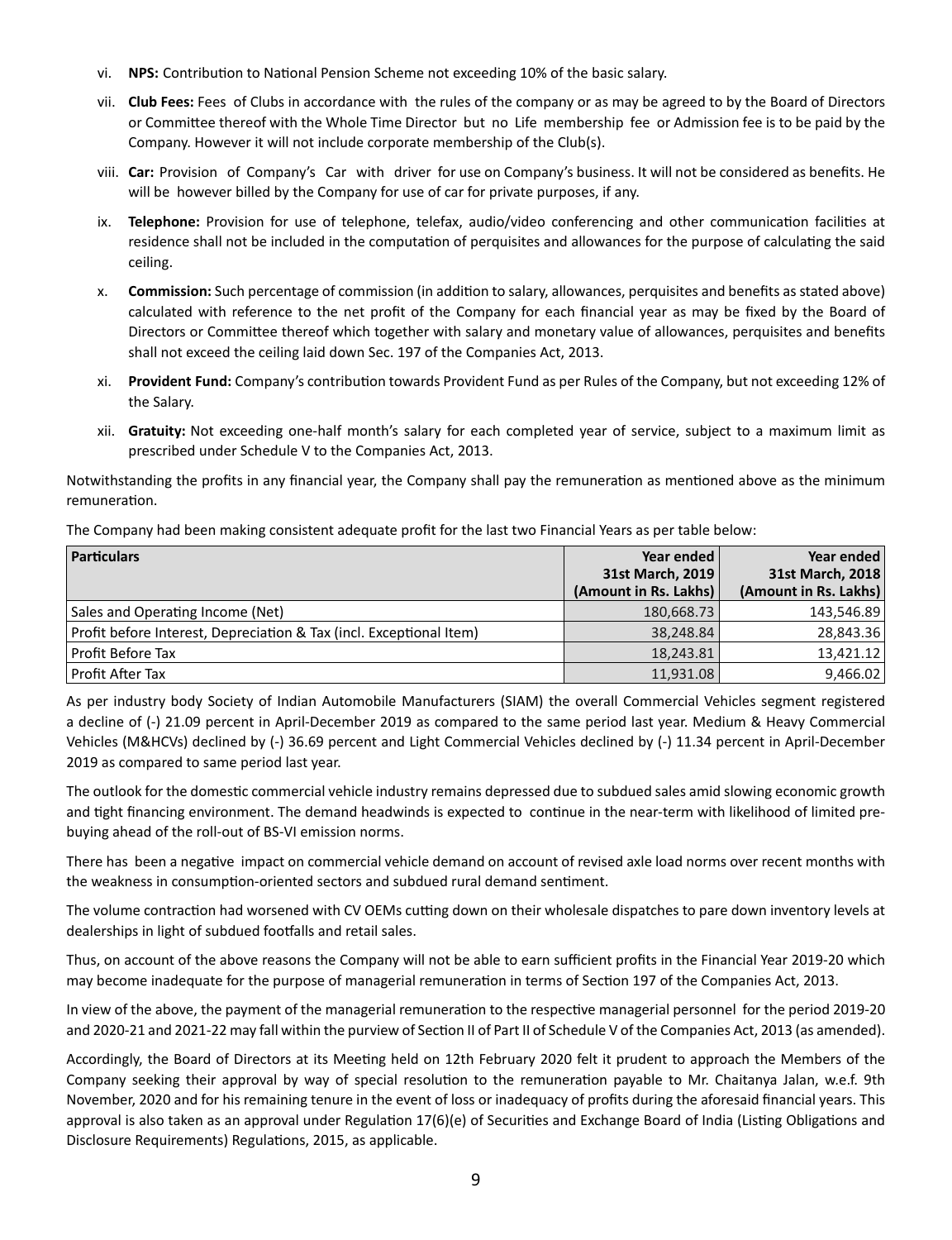vi. **NPS:** Contribution to National Pension Scheme not exceeding 10% of the basic salary.

vii. **Club Fees:** Fees of Clubs in accordance with the rules of the company or as may be agreed to by the Board of Directors or Committee thereof with the Whole Time Director but no Life membership fee or Admission fee is to be paid by the Company. However it will not include corporate membership of the Club(s).

viii. **Car:** Provision of Company's Car with driver for use on Company's business. It will not be considered as benefits. He will be however billed by the Company for use of car for private purposes, if any.

ix. **Telephone:** Provision for use of telephone, telefax, audio/video conferencing and other communication facilities at residence shall not be included in the computation of perquisites and allowances for the purpose of calculating the said ceiling.

x. **Commission:** Such percentage of commission (in addition to salary, allowances, perquisites and benefits as stated above) calculated with reference to the net profit of the Company for each financial year as may be fixed by the Board of Directors or Committee thereof which together with salary and monetary value of allowances, perquisites and benefits shall not exceed the ceiling laid down Sec. 197 of the Companies Act, 2013.

xi. **Provident Fund:** Company's contribution towards Provident Fund as per Rules of the Company, but not exceeding 12% of the Salary.

xii. **Gratuity:** Not exceeding one-half month's salary for each completed year of service, subject to a maximum limit as prescribed under Schedule V to the Companies Act, 2013.

Notwithstanding the profits in any financial year, the Company shall pay the remuneration as mentioned above as the minimum remuneration.

The Company had been making consistent adequate profit for the last two Financial Years as per table below:

| Particulars | Year ended 31st March, 2019 (Amount in Rs. Lakhs) | Year ended 31st March, 2018 (Amount in Rs. Lakhs) |
|---|---|---|
| Sales and Operating Income (Net) | 180,668.73 | 143,546.89 |
| Profit before Interest, Depreciation & Tax (incl. Exceptional Item) | 38,248.84 | 28,843.36 |
| Profit Before Tax | 18,243.81 | 13,421.12 |
| Profit After Tax | 11,931.08 | 9,466.02 |

As per industry body Society of Indian Automobile Manufacturers (SIAM) the overall Commercial Vehicles segment registered a decline of (-) 21.09 percent in April-December 2019 as compared to the same period last year. Medium & Heavy Commercial Vehicles (M&HCVs) declined by (-) 36.69 percent and Light Commercial Vehicles declined by (-) 11.34 percent in April-December 2019 as compared to same period last year.

The outlook for the domestic commercial vehicle industry remains depressed due to subdued sales amid slowing economic growth and tight financing environment. The demand headwinds is expected to continue in the near-term with likelihood of limited pre-buying ahead of the roll-out of BS-VI emission norms.

There has been a negative impact on commercial vehicle demand on account of revised axle load norms over recent months with the weakness in consumption-oriented sectors and subdued rural demand sentiment.

The volume contraction had worsened with CV OEMs cutting down on their wholesale dispatches to pare down inventory levels at dealerships in light of subdued footfalls and retail sales.

Thus, on account of the above reasons the Company will not be able to earn sufficient profits in the Financial Year 2019-20 which may become inadequate for the purpose of managerial remuneration in terms of Section 197 of the Companies Act, 2013.

In view of the above, the payment of the managerial remuneration to the respective managerial personnel for the period 2019-20 and 2020-21 and 2021-22 may fall within the purview of Section II of Part II of Schedule V of the Companies Act, 2013 (as amended).

Accordingly, the Board of Directors at its Meeting held on 12th February 2020 felt it prudent to approach the Members of the Company seeking their approval by way of special resolution to the remuneration payable to Mr. Chaitanya Jalan, w.e.f. 9th November, 2020 and for his remaining tenure in the event of loss or inadequacy of profits during the aforesaid financial years. This approval is also taken as an approval under Regulation 17(6)(e) of Securities and Exchange Board of India (Listing Obligations and Disclosure Requirements) Regulations, 2015, as applicable.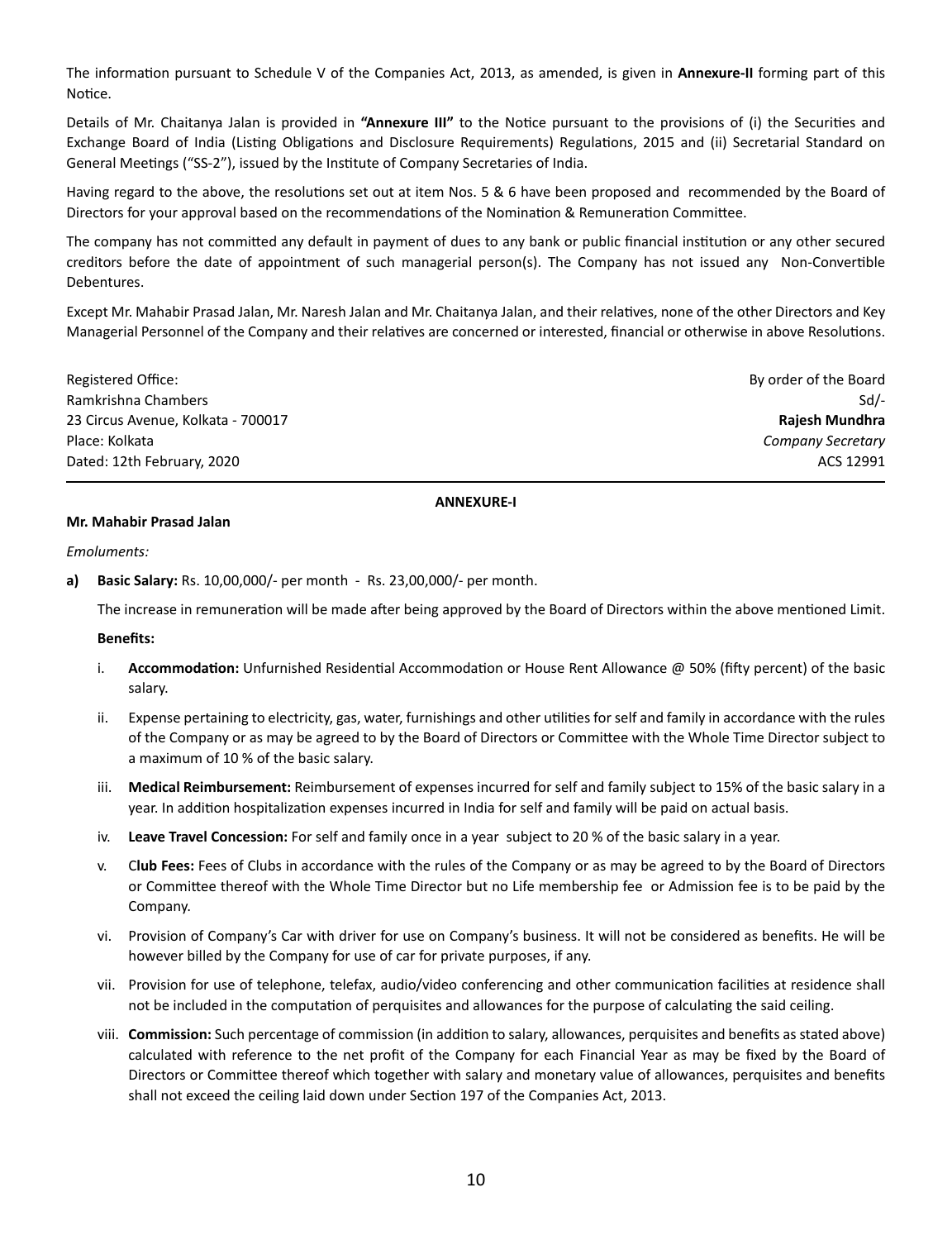The information pursuant to Schedule V of the Companies Act, 2013, as amended, is given in **Annexure-II** forming part of this Notice.

Details of Mr. Chaitanya Jalan is provided in **"Annexure III"** to the Notice pursuant to the provisions of (i) the Securities and Exchange Board of India (Listing Obligations and Disclosure Requirements) Regulations, 2015 and (ii) Secretarial Standard on General Meetings ("SS-2"), issued by the Institute of Company Secretaries of India.

Having regard to the above, the resolutions set out at item Nos. 5 & 6 have been proposed and recommended by the Board of Directors for your approval based on the recommendations of the Nomination & Remuneration Committee.

The company has not committed any default in payment of dues to any bank or public financial institution or any other secured creditors before the date of appointment of such managerial person(s). The Company has not issued any Non-Convertible Debentures.

Except Mr. Mahabir Prasad Jalan, Mr. Naresh Jalan and Mr. Chaitanya Jalan, and their relatives, none of the other Directors and Key Managerial Personnel of the Company and their relatives are concerned or interested, financial or otherwise in above Resolutions.

Registered Office:
Ramkrishna Chambers
23 Circus Avenue, Kolkata - 700017
Place: Kolkata
Dated: 12th February, 2020

By order of the Board
Sd/-
**Rajesh Mundhra**
*Company Secretary*
ACS 12991

## ANNEXURE-I

**Mr. Mahabir Prasad Jalan**

*Emoluments:*

**a) Basic Salary:** Rs. 10,00,000/- per month - Rs. 23,00,000/- per month.

The increase in remuneration will be made after being approved by the Board of Directors within the above mentioned Limit.

**Benefits:**

i. **Accommodation:** Unfurnished Residential Accommodation or House Rent Allowance @ 50% (fifty percent) of the basic salary.

ii. Expense pertaining to electricity, gas, water, furnishings and other utilities for self and family in accordance with the rules of the Company or as may be agreed to by the Board of Directors or Committee with the Whole Time Director subject to a maximum of 10 % of the basic salary.

iii. **Medical Reimbursement:** Reimbursement of expenses incurred for self and family subject to 15% of the basic salary in a year. In addition hospitalization expenses incurred in India for self and family will be paid on actual basis.

iv. **Leave Travel Concession:** For self and family once in a year subject to 20 % of the basic salary in a year.

v. **Club Fees:** Fees of Clubs in accordance with the rules of the Company or as may be agreed to by the Board of Directors or Committee thereof with the Whole Time Director but no Life membership fee or Admission fee is to be paid by the Company.

vi. Provision of Company's Car with driver for use on Company's business. It will not be considered as benefits. He will be however billed by the Company for use of car for private purposes, if any.

vii. Provision for use of telephone, telefax, audio/video conferencing and other communication facilities at residence shall not be included in the computation of perquisites and allowances for the purpose of calculating the said ceiling.

viii. **Commission:** Such percentage of commission (in addition to salary, allowances, perquisites and benefits as stated above) calculated with reference to the net profit of the Company for each Financial Year as may be fixed by the Board of Directors or Committee thereof which together with salary and monetary value of allowances, perquisites and benefits shall not exceed the ceiling laid down under Section 197 of the Companies Act, 2013.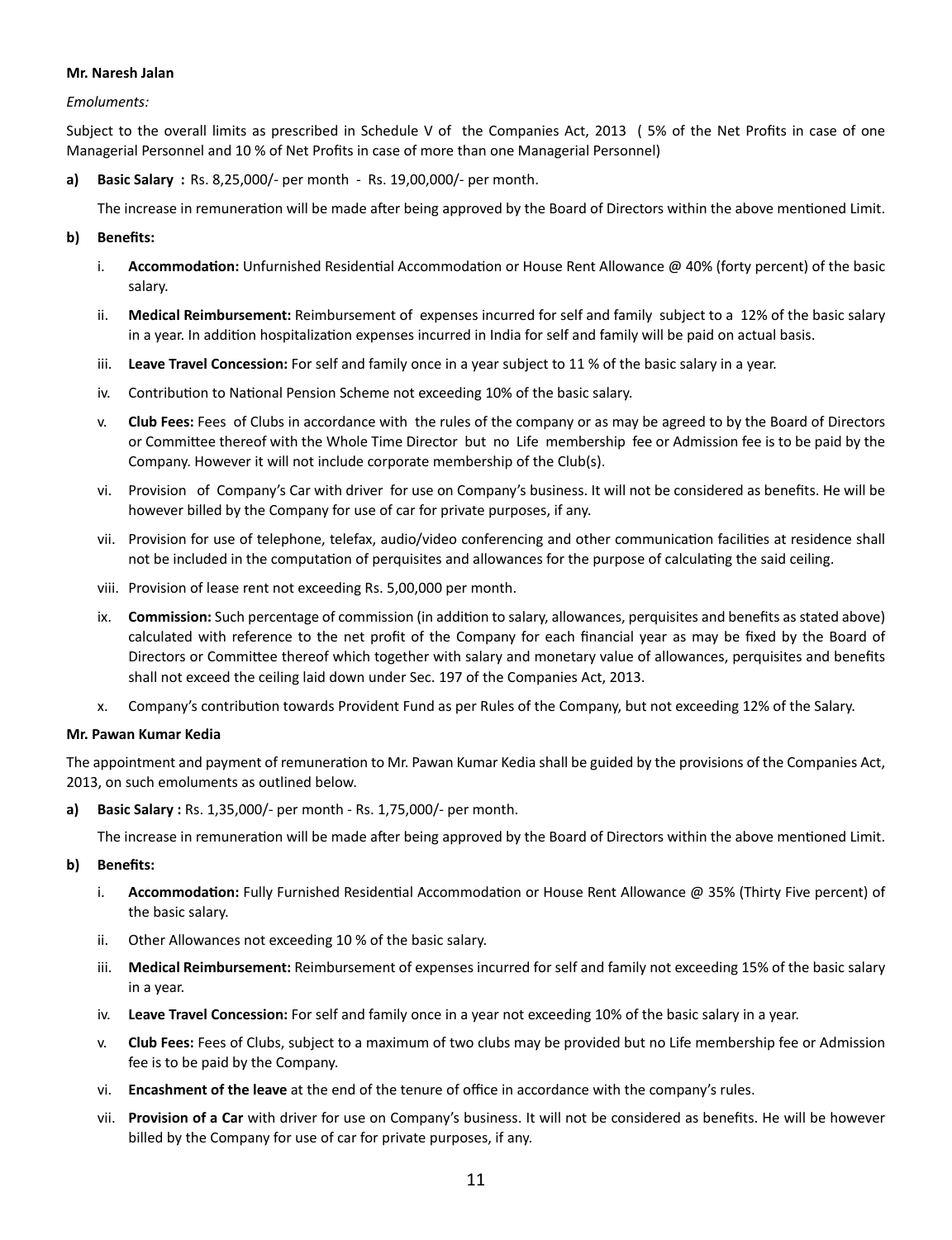**Mr. Naresh Jalan**

*Emoluments:*

Subject to the overall limits as prescribed in Schedule V of the Companies Act, 2013 ( 5% of the Net Profits in case of one Managerial Personnel and 10 % of Net Profits in case of more than one Managerial Personnel)

**a) Basic Salary :** Rs. 8,25,000/- per month - Rs. 19,00,000/- per month.

The increase in remuneration will be made after being approved by the Board of Directors within the above mentioned Limit.

**b) Benefits:**

i. **Accommodation:** Unfurnished Residential Accommodation or House Rent Allowance @ 40% (forty percent) of the basic salary.

ii. **Medical Reimbursement:** Reimbursement of expenses incurred for self and family subject to a 12% of the basic salary in a year. In addition hospitalization expenses incurred in India for self and family will be paid on actual basis.

iii. **Leave Travel Concession:** For self and family once in a year subject to 11 % of the basic salary in a year.

iv. Contribution to National Pension Scheme not exceeding 10% of the basic salary.

v. **Club Fees:** Fees of Clubs in accordance with the rules of the company or as may be agreed to by the Board of Directors or Committee thereof with the Whole Time Director but no Life membership fee or Admission fee is to be paid by the Company. However it will not include corporate membership of the Club(s).

vi. Provision of Company's Car with driver for use on Company's business. It will not be considered as benefits. He will be however billed by the Company for use of car for private purposes, if any.

vii. Provision for use of telephone, telefax, audio/video conferencing and other communication facilities at residence shall not be included in the computation of perquisites and allowances for the purpose of calculating the said ceiling.

viii. Provision of lease rent not exceeding Rs. 5,00,000 per month.

ix. **Commission:** Such percentage of commission (in addition to salary, allowances, perquisites and benefits as stated above) calculated with reference to the net profit of the Company for each financial year as may be fixed by the Board of Directors or Committee thereof which together with salary and monetary value of allowances, perquisites and benefits shall not exceed the ceiling laid down under Sec. 197 of the Companies Act, 2013.

x. Company's contribution towards Provident Fund as per Rules of the Company, but not exceeding 12% of the Salary.

**Mr. Pawan Kumar Kedia**

The appointment and payment of remuneration to Mr. Pawan Kumar Kedia shall be guided by the provisions of the Companies Act, 2013, on such emoluments as outlined below.

**a) Basic Salary :** Rs. 1,35,000/- per month - Rs. 1,75,000/- per month.

The increase in remuneration will be made after being approved by the Board of Directors within the above mentioned Limit.

**b) Benefits:**

i. **Accommodation:** Fully Furnished Residential Accommodation or House Rent Allowance @ 35% (Thirty Five percent) of the basic salary.

ii. Other Allowances not exceeding 10 % of the basic salary.

iii. **Medical Reimbursement:** Reimbursement of expenses incurred for self and family not exceeding 15% of the basic salary in a year.

iv. **Leave Travel Concession:** For self and family once in a year not exceeding 10% of the basic salary in a year.

v. **Club Fees:** Fees of Clubs, subject to a maximum of two clubs may be provided but no Life membership fee or Admission fee is to be paid by the Company.

vi. **Encashment of the leave** at the end of the tenure of office in accordance with the company's rules.

vii. **Provision of a Car** with driver for use on Company's business. It will not be considered as benefits. He will be however billed by the Company for use of car for private purposes, if any.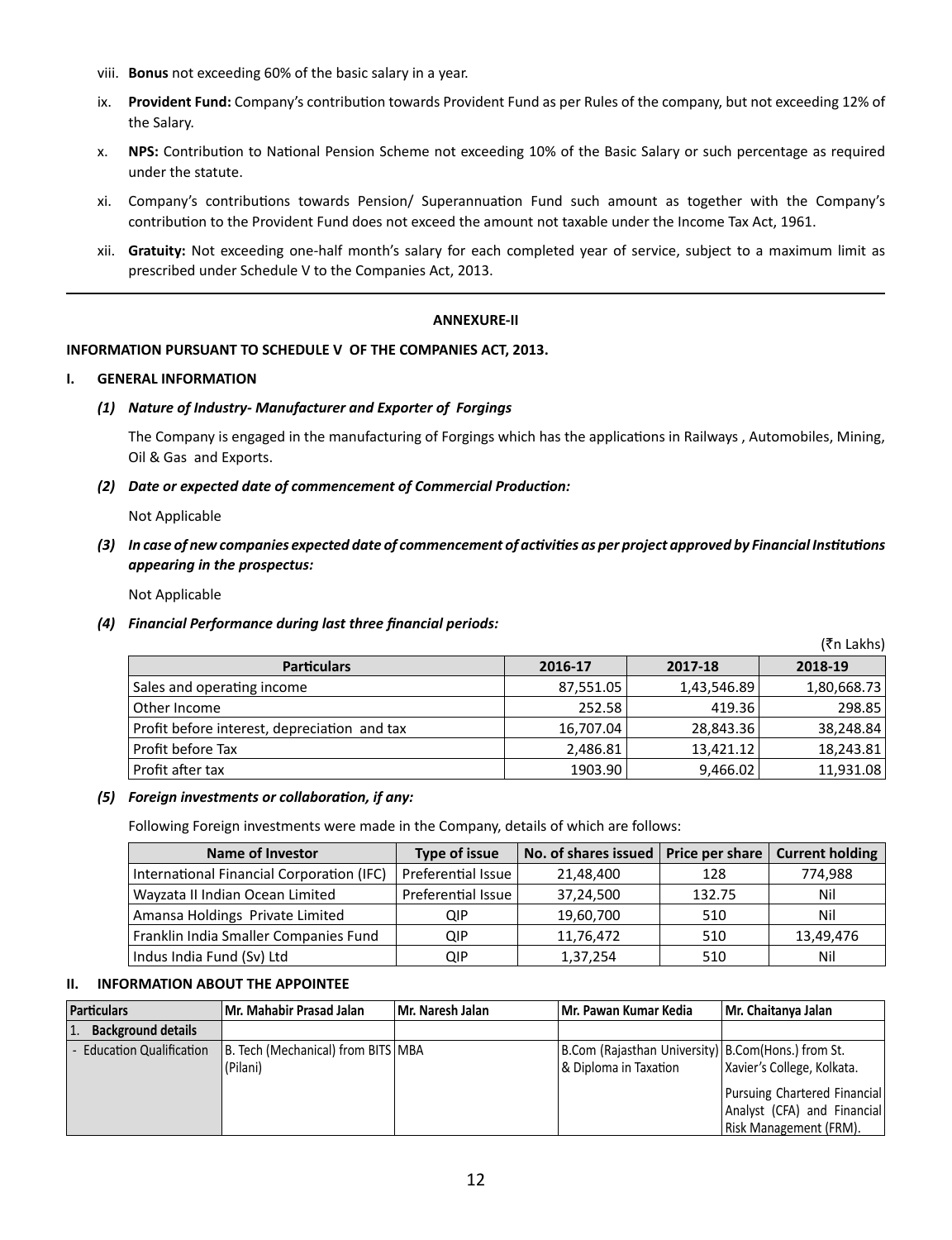viii. **Bonus** not exceeding 60% of the basic salary in a year.

ix. **Provident Fund:** Company's contribution towards Provident Fund as per Rules of the company, but not exceeding 12% of the Salary.

x. **NPS:** Contribution to National Pension Scheme not exceeding 10% of the Basic Salary or such percentage as required under the statute.

xi. Company's contributions towards Pension/ Superannuation Fund such amount as together with the Company's contribution to the Provident Fund does not exceed the amount not taxable under the Income Tax Act, 1961.

xii. **Gratuity:** Not exceeding one-half month's salary for each completed year of service, subject to a maximum limit as prescribed under Schedule V to the Companies Act, 2013.

---

## ANNEXURE-II

### INFORMATION PURSUANT TO SCHEDULE V OF THE COMPANIES ACT, 2013.

### I. GENERAL INFORMATION

***(1) Nature of Industry- Manufacturer and Exporter of Forgings***

The Company is engaged in the manufacturing of Forgings which has the applications in Railways , Automobiles, Mining, Oil & Gas and Exports.

***(2) Date or expected date of commencement of Commercial Production:***

Not Applicable

***(3) In case of new companies expected date of commencement of activities as per project approved by Financial Institutions appearing in the prospectus:***

Not Applicable

***(4) Financial Performance during last three financial periods:***

(₹n Lakhs)

| Particulars | 2016-17 | 2017-18 | 2018-19 |
|---|---|---|---|
| Sales and operating income | 87,551.05 | 1,43,546.89 | 1,80,668.73 |
| Other Income | 252.58 | 419.36 | 298.85 |
| Profit before interest, depreciation and tax | 16,707.04 | 28,843.36 | 38,248.84 |
| Profit before Tax | 2,486.81 | 13,421.12 | 18,243.81 |
| Profit after tax | 1903.90 | 9,466.02 | 11,931.08 |

***(5) Foreign investments or collaboration, if any:***

Following Foreign investments were made in the Company, details of which are follows:

| Name of Investor | Type of issue | No. of shares issued | Price per share | Current holding |
|---|---|---|---|---|
| International Financial Corporation (IFC) | Preferential Issue | 21,48,400 | 128 | 774,988 |
| Wayzata II Indian Ocean Limited | Preferential Issue | 37,24,500 | 132.75 | Nil |
| Amansa Holdings Private Limited | QIP | 19,60,700 | 510 | Nil |
| Franklin India Smaller Companies Fund | QIP | 11,76,472 | 510 | 13,49,476 |
| Indus India Fund (Sv) Ltd | QIP | 1,37,254 | 510 | Nil |

### II. INFORMATION ABOUT THE APPOINTEE

| Particulars | Mr. Mahabir Prasad Jalan | Mr. Naresh Jalan | Mr. Pawan Kumar Kedia | Mr. Chaitanya Jalan |
|---|---|---|---|---|
| 1. **Background details** | | | | |
| - Education Qualification | B. Tech (Mechanical) from BITS (Pilani) | MBA | B.Com (Rajasthan University) & Diploma in Taxation | B.Com(Hons.) from St. Xavier's College, Kolkata. Pursuing Chartered Financial Analyst (CFA) and Financial Risk Management (FRM). |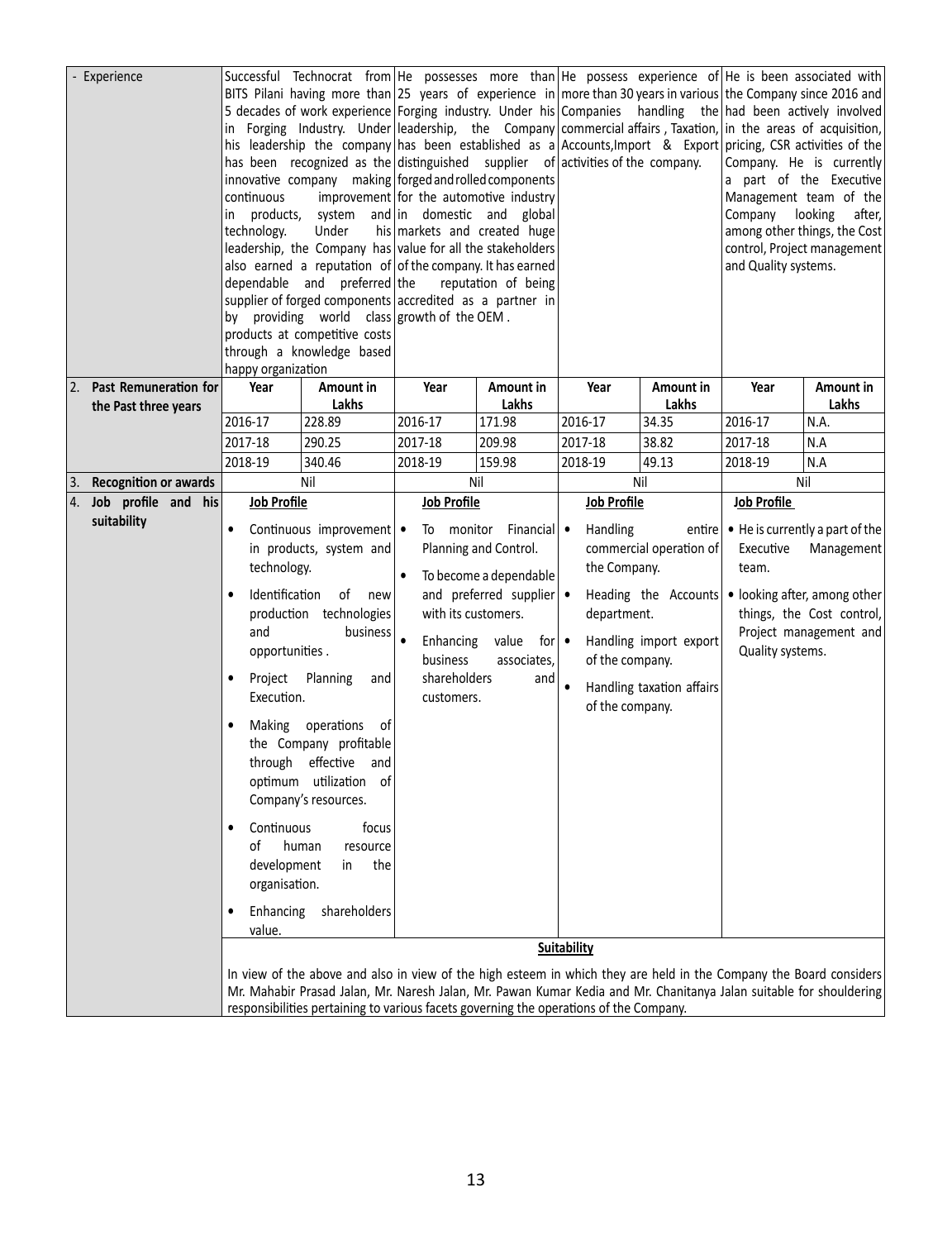| | | | | | | | | |
|---|---|---|---|---|---|---|---|---|
| - Experience | Successful Technocrat from BITS Pilani having more than 5 decades of work experience in Forging Industry. Under his leadership the company has been recognized as the innovative company making continuous improvement in products, system and technology. Under his leadership, the Company has also earned a reputation of dependable and preferred supplier of forged components by providing world class products at competitive costs through a knowledge based happy organization | | He possesses more than 25 years of experience in Forging industry. Under his leadership, the Company has been established as a distinguished supplier of forged and rolled components for the automotive industry in domestic and global markets and created huge value for all the stakeholders of the company. It has earned the reputation of being accredited as a partner in growth of the OEM . | | He possess experience of more than 30 years in various Companies handling the commercial affairs , Taxation, Accounts,Import & Export activities of the company. | | He is been associated with the Company since 2016 and had been actively involved in the areas of acquisition, pricing, CSR activities of the Company. He is currently a part of the Executive Management team of the Company looking after, among other things, the Cost control, Project management and Quality systems. | |
| 2. **Past Remuneration for the Past three years** | **Year** | **Amount in Lakhs** | **Year** | **Amount in Lakhs** | **Year** | **Amount in Lakhs** | **Year** | **Amount in Lakhs** |
| | 2016-17 | 228.89 | 2016-17 | 171.98 | 2016-17 | 34.35 | 2016-17 | N.A. |
| | 2017-18 | 290.25 | 2017-18 | 209.98 | 2017-18 | 38.82 | 2017-18 | N.A |
| | 2018-19 | 340.46 | 2018-19 | 159.98 | 2018-19 | 49.13 | 2018-19 | N.A |
| 3. **Recognition or awards** | Nil | | Nil | | Nil | | Nil | |
| 4. **Job profile and his suitability** | **Job Profile**<br>• Continuous improvement in products, system and technology.<br>• Identification of new production technologies and business opportunities .<br>• Project Planning and Execution.<br>• Making operations of the Company profitable through effective and optimum utilization of Company's resources.<br>• Continuous focus of human resource development in the organisation.<br>• Enhancing shareholders value. | | **Job Profile**<br>• To monitor Financial Planning and Control.<br>• To become a dependable and preferred supplier with its customers.<br>• Enhancing value for business associates, shareholders and customers. | | **Job Profile**<br>• Handling entire commercial operation of the Company.<br>• Heading the Accounts department.<br>• Handling import export of the company.<br>• Handling taxation affairs of the company. | | **Job Profile**<br>• He is currently a part of the Executive Management team.<br>• looking after, among other things, the Cost control, Project management and Quality systems. | |
| | **Suitability**<br>In view of the above and also in view of the high esteem in which they are held in the Company the Board considers Mr. Mahabir Prasad Jalan, Mr. Naresh Jalan, Mr. Pawan Kumar Kedia and Mr. Chanitanya Jalan suitable for shouldering responsibilities pertaining to various facets governing the operations of the Company. | | | | | | | |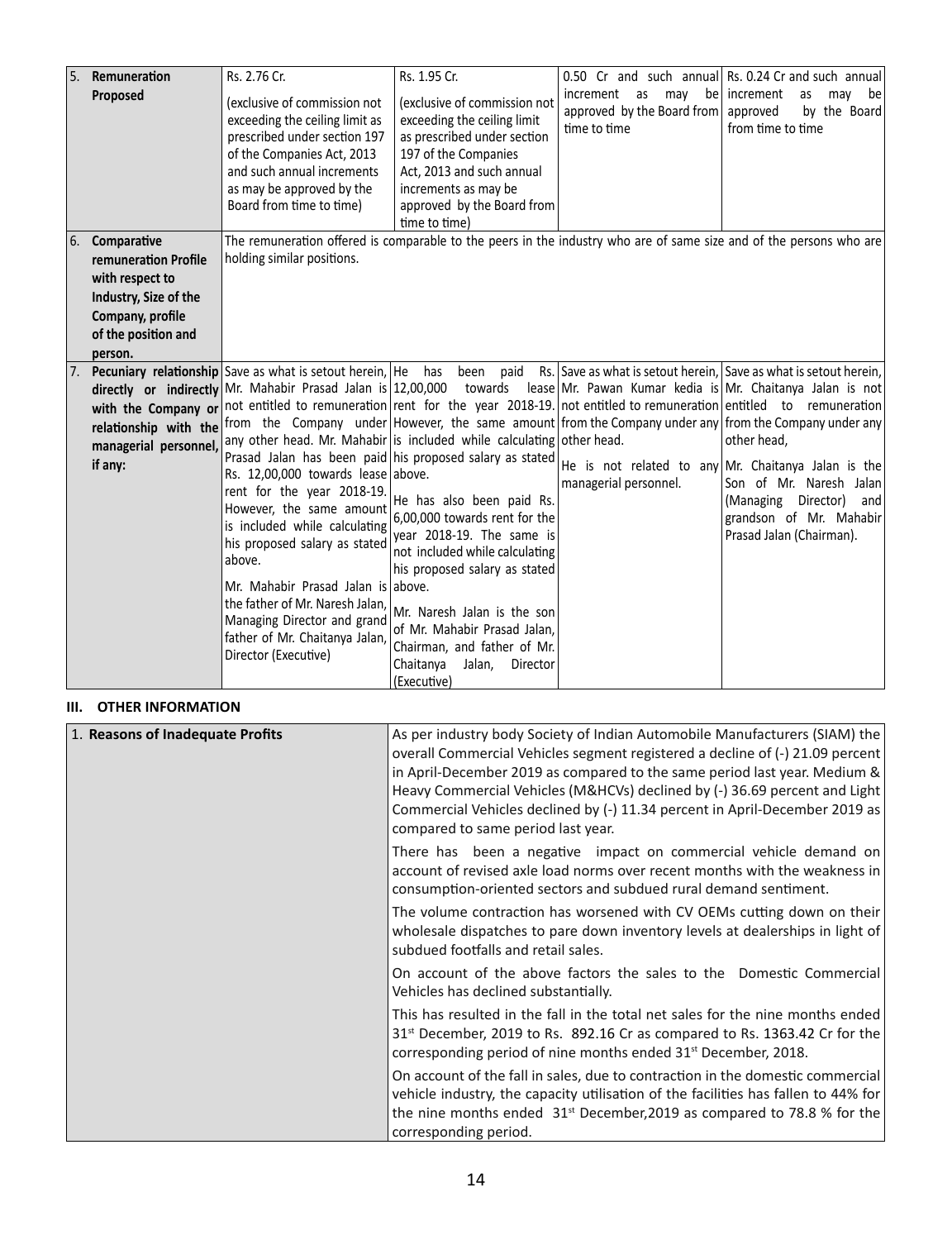| 5. | Remuneration Proposed | Rs. 2.76 Cr. (exclusive of commission not exceeding the ceiling limit as prescribed under section 197 of the Companies Act, 2013 and such annual increments as may be approved by the Board from time to time) | Rs. 1.95 Cr. (exclusive of commission not exceeding the ceiling limit as prescribed under section 197 of the Companies Act, 2013 and such annual increments as may be approved by the Board from time to time) | 0.50 Cr and such annual increment as may be approved by the Board from time to time | Rs. 0.24 Cr and such annual increment as may be approved by the Board from time to time |
|---|---|---|---|---|---|
| 6. | Comparative remuneration Profile with respect to Industry, Size of the Company, profile of the position and person. | The remuneration offered is comparable to the peers in the industry who are of same size and of the persons who are holding similar positions. | | | |
| 7. | Pecuniary relationship directly or indirectly with the Company or relationship with the managerial personnel, if any: | Save as what is setout herein, Mr. Mahabir Prasad Jalan is not entitled to remuneration from the Company under any other head. Mr. Mahabir Prasad Jalan has been paid Rs. 12,00,000 towards lease rent for the year 2018-19. However, the same amount is included while calculating his proposed salary as stated above.<br><br>Mr. Mahabir Prasad Jalan is the father of Mr. Naresh Jalan, Managing Director and grand father of Mr. Chaitanya Jalan, Director (Executive) | He has been paid Rs. 12,00,000 towards lease rent for the year 2018-19. However, the same amount is included while calculating his proposed salary as stated above.<br><br>He has also been paid Rs. 6,00,000 towards rent for the year 2018-19. The same is not included while calculating his proposed salary as stated above.<br><br>Mr. Naresh Jalan is the son of Mr. Mahabir Prasad Jalan, Chairman, and father of Mr. Chaitanya Jalan, Director (Executive) | Save as what is setout herein, Mr. Pawan Kumar kedia is not entitled to remuneration from the Company under any other head.<br><br>He is not related to any managerial personnel. | Save as what is setout herein, Mr. Chaitanya Jalan is not entitled to remuneration from the Company under any other head,<br><br>Mr. Chaitanya Jalan is the Son of Mr. Naresh Jalan (Managing Director) and grandson of Mr. Mahabir Prasad Jalan (Chairman). |

## III. OTHER INFORMATION

| 1. Reasons of Inadequate Profits | As per industry body Society of Indian Automobile Manufacturers (SIAM) the overall Commercial Vehicles segment registered a decline of (-) 21.09 percent in April-December 2019 as compared to the same period last year. Medium & Heavy Commercial Vehicles (M&HCVs) declined by (-) 36.69 percent and Light Commercial Vehicles declined by (-) 11.34 percent in April-December 2019 as compared to same period last year.<br><br>There has been a negative impact on commercial vehicle demand on account of revised axle load norms over recent months with the weakness in consumption-oriented sectors and subdued rural demand sentiment.<br><br>The volume contraction has worsened with CV OEMs cutting down on their wholesale dispatches to pare down inventory levels at dealerships in light of subdued footfalls and retail sales.<br><br>On account of the above factors the sales to the Domestic Commercial Vehicles has declined substantially.<br><br>This has resulted in the fall in the total net sales for the nine months ended 31st December, 2019 to Rs. 892.16 Cr as compared to Rs. 1363.42 Cr for the corresponding period of nine months ended 31st December, 2018.<br><br>On account of the fall in sales, due to contraction in the domestic commercial vehicle industry, the capacity utilisation of the facilities has fallen to 44% for the nine months ended 31st December,2019 as compared to 78.8 % for the corresponding period. |
|---|---|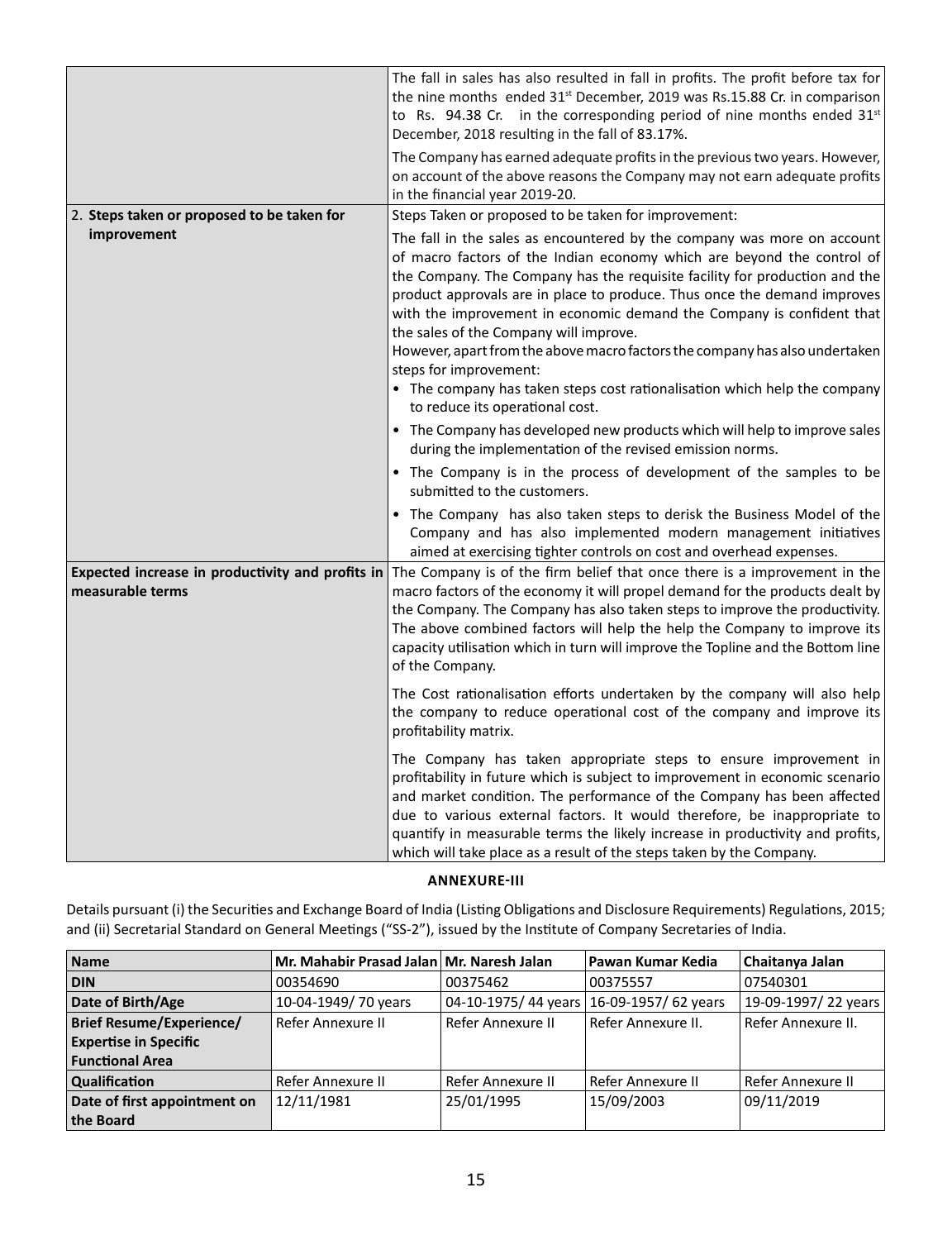| | |
|---|---|
| | The fall in sales has also resulted in fall in profits. The profit before tax for the nine months ended 31st December, 2019 was Rs.15.88 Cr. in comparison to Rs. 94.38 Cr. in the corresponding period of nine months ended 31st December, 2018 resulting in the fall of 83.17%.<br><br>The Company has earned adequate profits in the previous two years. However, on account of the above reasons the Company may not earn adequate profits in the financial year 2019-20. |
| 2. **Steps taken or proposed to be taken for improvement** | Steps Taken or proposed to be taken for improvement:<br><br>The fall in the sales as encountered by the company was more on account of macro factors of the Indian economy which are beyond the control of the Company. The Company has the requisite facility for production and the product approvals are in place to produce. Thus once the demand improves with the improvement in economic demand the Company is confident that the sales of the Company will improve.<br>However, apart from the above macro factors the company has also undertaken steps for improvement:<br>• The company has taken steps cost rationalisation which help the company to reduce its operational cost.<br>• The Company has developed new products which will help to improve sales during the implementation of the revised emission norms.<br>• The Company is in the process of development of the samples to be submitted to the customers.<br>• The Company has also taken steps to derisk the Business Model of the Company and has also implemented modern management initiatives aimed at exercising tighter controls on cost and overhead expenses. |
| **Expected increase in productivity and profits in measurable terms** | The Company is of the firm belief that once there is a improvement in the macro factors of the economy it will propel demand for the products dealt by the Company. The Company has also taken steps to improve the productivity. The above combined factors will help the help the Company to improve its capacity utilisation which in turn will improve the Topline and the Bottom line of the Company.<br><br>The Cost rationalisation efforts undertaken by the company will also help the company to reduce operational cost of the company and improve its profitability matrix.<br><br>The Company has taken appropriate steps to ensure improvement in profitability in future which is subject to improvement in economic scenario and market condition. The performance of the Company has been affected due to various external factors. It would therefore, be inappropriate to quantify in measurable terms the likely increase in productivity and profits, which will take place as a result of the steps taken by the Company. |

## ANNEXURE-III

Details pursuant (i) the Securities and Exchange Board of India (Listing Obligations and Disclosure Requirements) Regulations, 2015; and (ii) Secretarial Standard on General Meetings ("SS-2"), issued by the Institute of Company Secretaries of India.

| Name | Mr. Mahabir Prasad Jalan | Mr. Naresh Jalan | Pawan Kumar Kedia | Chaitanya Jalan |
|---|---|---|---|---|
| **DIN** | 00354690 | 00375462 | 00375557 | 07540301 |
| **Date of Birth/Age** | 10-04-1949/ 70 years | 04-10-1975/ 44 years | 16-09-1957/ 62 years | 19-09-1997/ 22 years |
| **Brief Resume/Experience/ Expertise in Specific Functional Area** | Refer Annexure II | Refer Annexure II | Refer Annexure II. | Refer Annexure II. |
| **Qualification** | Refer Annexure II | Refer Annexure II | Refer Annexure II | Refer Annexure II |
| **Date of first appointment on the Board** | 12/11/1981 | 25/01/1995 | 15/09/2003 | 09/11/2019 |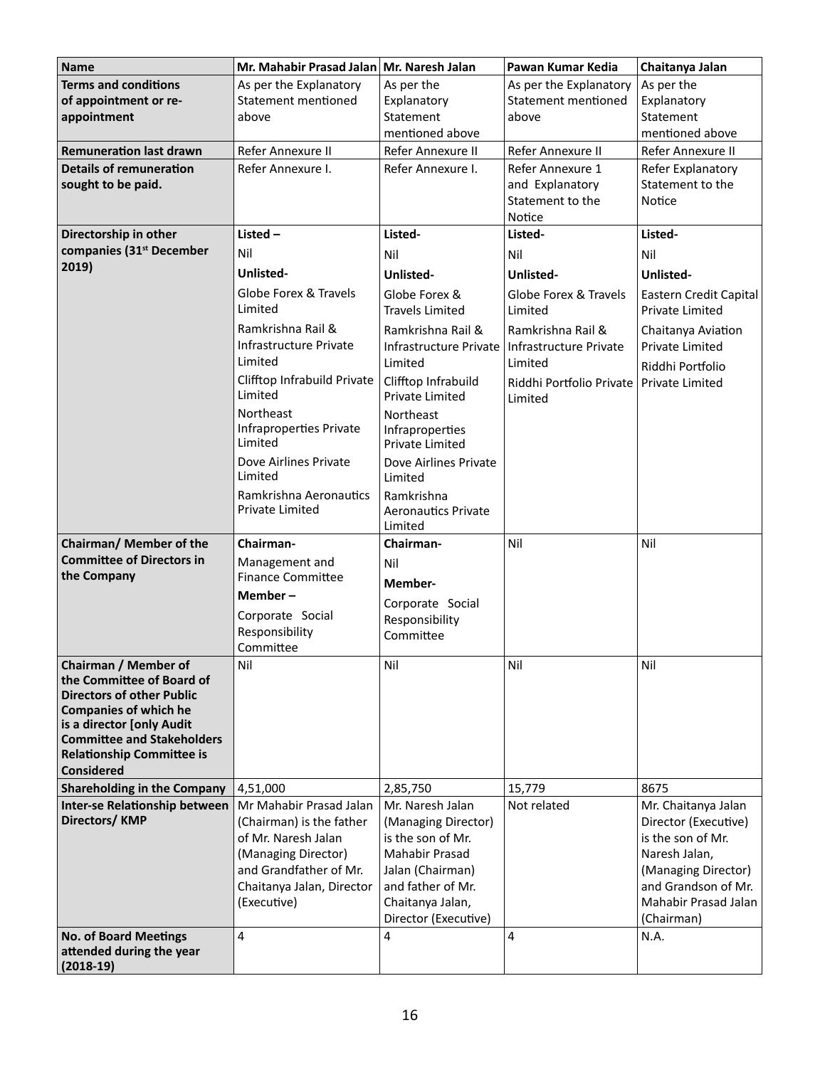| Name | Mr. Mahabir Prasad Jalan | Mr. Naresh Jalan | Pawan Kumar Kedia | Chaitanya Jalan |
|---|---|---|---|---|
| **Terms and conditions of appointment or re-appointment** | As per the Explanatory Statement mentioned above | As per the Explanatory Statement mentioned above | As per the Explanatory Statement mentioned above | As per the Explanatory Statement mentioned above |
| **Remuneration last drawn** | Refer Annexure II | Refer Annexure II | Refer Annexure II | Refer Annexure II |
| **Details of remuneration sought to be paid.** | Refer Annexure I. | Refer Annexure I. | Refer Annexure 1 and Explanatory Statement to the Notice | Refer Explanatory Statement to the Notice |
| **Directorship in other companies (31st December 2019)** | **Listed –** Nil **Unlisted-** Globe Forex & Travels Limited; Ramkrishna Rail & Infrastructure Private Limited; Clifftop Infrabuild Private Limited; Northeast Infraproperties Private Limited; Dove Airlines Private Limited; Ramkrishna Aeronautics Private Limited | **Listed-** Nil **Unlisted-** Globe Forex & Travels Limited; Ramkrishna Rail & Infrastructure Private Limited; Clifftop Infrabuild Private Limited; Northeast Infraproperties Private Limited; Dove Airlines Private Limited; Ramkrishna Aeronautics Private Limited | **Listed-** Nil **Unlisted-** Globe Forex & Travels Limited; Ramkrishna Rail & Infrastructure Private Limited; Riddhi Portfolio Private Limited | **Listed-** Nil **Unlisted-** Eastern Credit Capital Private Limited; Chaitanya Aviation Private Limited; Riddhi Portfolio Private Limited |
| **Chairman/ Member of the Committee of Directors in the Company** | **Chairman-** Management and Finance Committee **Member –** Corporate Social Responsibility Committee | **Chairman-** Nil **Member-** Corporate Social Responsibility Committee | Nil | Nil |
| **Chairman / Member of the Committee of Board of Directors of other Public Companies of which he is a director [only Audit Committee and Stakeholders Relationship Committee is Considered** | Nil | Nil | Nil | Nil |
| **Shareholding in the Company** | 4,51,000 | 2,85,750 | 15,779 | 8675 |
| **Inter-se Relationship between Directors/ KMP** | Mr Mahabir Prasad Jalan (Chairman) is the father of Mr. Naresh Jalan (Managing Director) and Grandfather of Mr. Chaitanya Jalan, Director (Executive) | Mr. Naresh Jalan (Managing Director) is the son of Mr. Mahabir Prasad Jalan (Chairman) and father of Mr. Chaitanya Jalan, Director (Executive) | Not related | Mr. Chaitanya Jalan Director (Executive) is the son of Mr. Naresh Jalan, (Managing Director) and Grandson of Mr. Mahabir Prasad Jalan (Chairman) |
| **No. of Board Meetings attended during the year (2018-19)** | 4 | 4 | 4 | N.A. |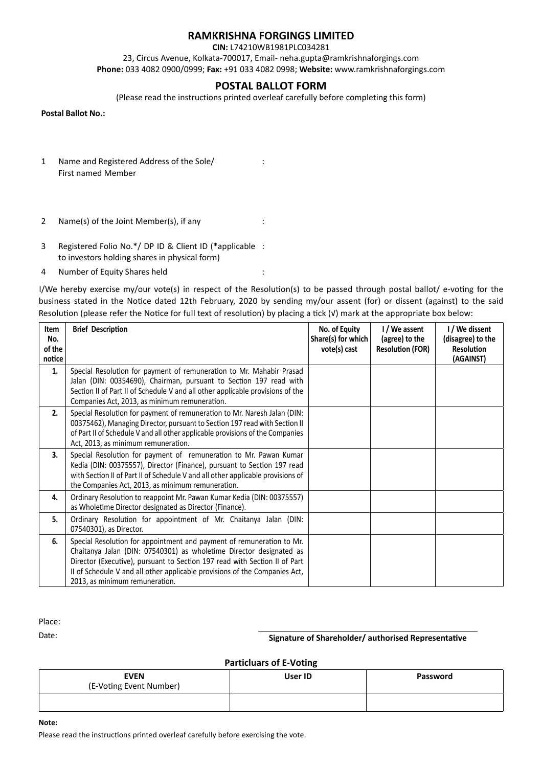# RAMKRISHNA FORGINGS LIMITED

**CIN:** L74210WB1981PLC034281

23, Circus Avenue, Kolkata-700017, Email- neha.gupta@ramkrishnaforgings.com

**Phone:** 033 4082 0900/0999; **Fax:** +91 033 4082 0998; **Website:** www.ramkrishnaforgings.com

## POSTAL BALLOT FORM

(Please read the instructions printed overleaf carefully before completing this form)

**Postal Ballot No.:**

1 Name and Registered Address of the Sole/ First named Member :

2 Name(s) of the Joint Member(s), if any :

3 Registered Folio No.*/ DP ID & Client ID (*applicable to investors holding shares in physical form) :

4 Number of Equity Shares held :

I/We hereby exercise my/our vote(s) in respect of the Resolution(s) to be passed through postal ballot/ e-voting for the business stated in the Notice dated 12th February, 2020 by sending my/our assent (for) or dissent (against) to the said Resolution (please refer the Notice for full text of resolution) by placing a tick (√) mark at the appropriate box below:

| Item No. of the notice | Brief Description | No. of Equity Share(s) for which vote(s) cast | I / We assent (agree) to the Resolution (FOR) | I / We dissent (disagree) to the Resolution (AGAINST) |
|---|---|---|---|---|
| 1. | Special Resolution for payment of remuneration to Mr. Mahabir Prasad Jalan (DIN: 00354690), Chairman, pursuant to Section 197 read with Section II of Part II of Schedule V and all other applicable provisions of the Companies Act, 2013, as minimum remuneration. | | | |
| 2. | Special Resolution for payment of remuneration to Mr. Naresh Jalan (DIN: 00375462), Managing Director, pursuant to Section 197 read with Section II of Part II of Schedule V and all other applicable provisions of the Companies Act, 2013, as minimum remuneration. | | | |
| 3. | Special Resolution for payment of remuneration to Mr. Pawan Kumar Kedia (DIN: 00375557), Director (Finance), pursuant to Section 197 read with Section II of Part II of Schedule V and all other applicable provisions of the Companies Act, 2013, as minimum remuneration. | | | |
| 4. | Ordinary Resolution to reappoint Mr. Pawan Kumar Kedia (DIN: 00375557) as Wholetime Director designated as Director (Finance). | | | |
| 5. | Ordinary Resolution for appointment of Mr. Chaitanya Jalan (DIN: 07540301), as Director. | | | |
| 6. | Special Resolution for appointment and payment of remuneration to Mr. Chaitanya Jalan (DIN: 07540301) as wholetime Director designated as Director (Executive), pursuant to Section 197 read with Section II of Part II of Schedule V and all other applicable provisions of the Companies Act, 2013, as minimum remuneration. | | | |

Place:

Date:

**Signature of Shareholder/ authorised Representative**

**Particluars of E-Voting**

| EVEN (E-Voting Event Number) | User ID | Password |
|---|---|---|
| | | |

**Note:**

Please read the instructions printed overleaf carefully before exercising the vote.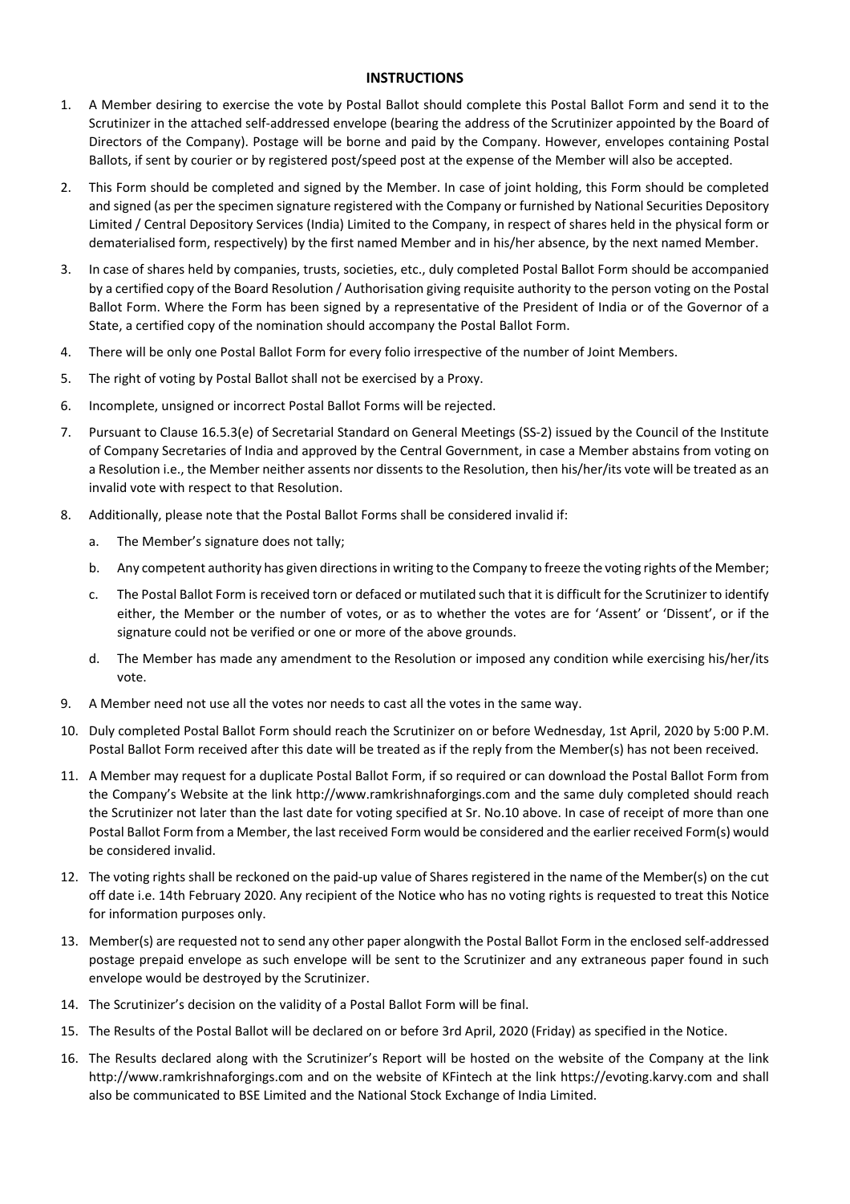## INSTRUCTIONS

1. A Member desiring to exercise the vote by Postal Ballot should complete this Postal Ballot Form and send it to the Scrutinizer in the attached self-addressed envelope (bearing the address of the Scrutinizer appointed by the Board of Directors of the Company). Postage will be borne and paid by the Company. However, envelopes containing Postal Ballots, if sent by courier or by registered post/speed post at the expense of the Member will also be accepted.
2. This Form should be completed and signed by the Member. In case of joint holding, this Form should be completed and signed (as per the specimen signature registered with the Company or furnished by National Securities Depository Limited / Central Depository Services (India) Limited to the Company, in respect of shares held in the physical form or dematerialised form, respectively) by the first named Member and in his/her absence, by the next named Member.
3. In case of shares held by companies, trusts, societies, etc., duly completed Postal Ballot Form should be accompanied by a certified copy of the Board Resolution / Authorisation giving requisite authority to the person voting on the Postal Ballot Form. Where the Form has been signed by a representative of the President of India or of the Governor of a State, a certified copy of the nomination should accompany the Postal Ballot Form.
4. There will be only one Postal Ballot Form for every folio irrespective of the number of Joint Members.
5. The right of voting by Postal Ballot shall not be exercised by a Proxy.
6. Incomplete, unsigned or incorrect Postal Ballot Forms will be rejected.
7. Pursuant to Clause 16.5.3(e) of Secretarial Standard on General Meetings (SS-2) issued by the Council of the Institute of Company Secretaries of India and approved by the Central Government, in case a Member abstains from voting on a Resolution i.e., the Member neither assents nor dissents to the Resolution, then his/her/its vote will be treated as an invalid vote with respect to that Resolution.
8. Additionally, please note that the Postal Ballot Forms shall be considered invalid if:
   a. The Member's signature does not tally;
   b. Any competent authority has given directions in writing to the Company to freeze the voting rights of the Member;
   c. The Postal Ballot Form is received torn or defaced or mutilated such that it is difficult for the Scrutinizer to identify either, the Member or the number of votes, or as to whether the votes are for 'Assent' or 'Dissent', or if the signature could not be verified or one or more of the above grounds.
   d. The Member has made any amendment to the Resolution or imposed any condition while exercising his/her/its vote.
9. A Member need not use all the votes nor needs to cast all the votes in the same way.
10. Duly completed Postal Ballot Form should reach the Scrutinizer on or before Wednesday, 1st April, 2020 by 5:00 P.M. Postal Ballot Form received after this date will be treated as if the reply from the Member(s) has not been received.
11. A Member may request for a duplicate Postal Ballot Form, if so required or can download the Postal Ballot Form from the Company's Website at the link http://www.ramkrishnaforgings.com and the same duly completed should reach the Scrutinizer not later than the last date for voting specified at Sr. No.10 above. In case of receipt of more than one Postal Ballot Form from a Member, the last received Form would be considered and the earlier received Form(s) would be considered invalid.
12. The voting rights shall be reckoned on the paid-up value of Shares registered in the name of the Member(s) on the cut off date i.e. 14th February 2020. Any recipient of the Notice who has no voting rights is requested to treat this Notice for information purposes only.
13. Member(s) are requested not to send any other paper alongwith the Postal Ballot Form in the enclosed self-addressed postage prepaid envelope as such envelope will be sent to the Scrutinizer and any extraneous paper found in such envelope would be destroyed by the Scrutinizer.
14. The Scrutinizer's decision on the validity of a Postal Ballot Form will be final.
15. The Results of the Postal Ballot will be declared on or before 3rd April, 2020 (Friday) as specified in the Notice.
16. The Results declared along with the Scrutinizer's Report will be hosted on the website of the Company at the link http://www.ramkrishnaforgings.com and on the website of KFintech at the link https://evoting.karvy.com and shall also be communicated to BSE Limited and the National Stock Exchange of India Limited.